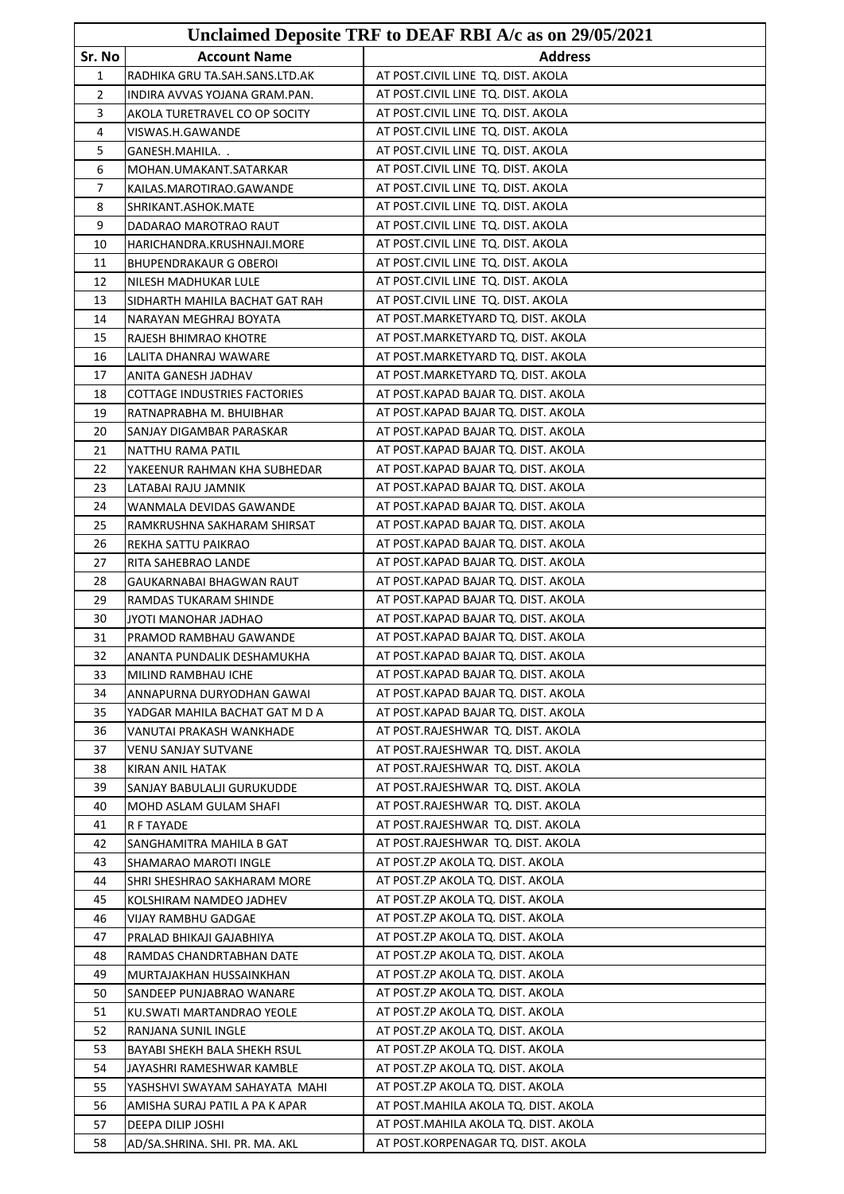| Unclaimed Deposite TRF to DEAF RBI A/c as on 29/05/2021 | | |
|---|---|---|
| Sr. No | Account Name | Address |
| 1 | RADHIKA GRU TA.SAH.SANS.LTD.AK | AT POST.CIVIL LINE TQ. DIST. AKOLA |
| 2 | INDIRA AVVAS YOJANA GRAM.PAN. | AT POST.CIVIL LINE TQ. DIST. AKOLA |
| 3 | AKOLA TURETRAVEL CO OP SOCITY | AT POST.CIVIL LINE TQ. DIST. AKOLA |
| 4 | VISWAS.H.GAWANDE | AT POST.CIVIL LINE TQ. DIST. AKOLA |
| 5 | GANESH.MAHILA. . | AT POST.CIVIL LINE TQ. DIST. AKOLA |
| 6 | MOHAN.UMAKANT.SATARKAR | AT POST.CIVIL LINE TQ. DIST. AKOLA |
| 7 | KAILAS.MAROTIRAO.GAWANDE | AT POST.CIVIL LINE TQ. DIST. AKOLA |
| 8 | SHRIKANT.ASHOK.MATE | AT POST.CIVIL LINE TQ. DIST. AKOLA |
| 9 | DADARAO MAROTRAO RAUT | AT POST.CIVIL LINE TQ. DIST. AKOLA |
| 10 | HARICHANDRA.KRUSHNAJI.MORE | AT POST.CIVIL LINE TQ. DIST. AKOLA |
| 11 | BHUPENDRAKAUR G OBEROI | AT POST.CIVIL LINE TQ. DIST. AKOLA |
| 12 | NILESH MADHUKAR LULE | AT POST.CIVIL LINE TQ. DIST. AKOLA |
| 13 | SIDHARTH MAHILA BACHAT GAT RAH | AT POST.CIVIL LINE TQ. DIST. AKOLA |
| 14 | NARAYAN MEGHRAJ BOYATA | AT POST.MARKETYARD TQ. DIST. AKOLA |
| 15 | RAJESH BHIMRAO KHOTRE | AT POST.MARKETYARD TQ. DIST. AKOLA |
| 16 | LALITA DHANRAJ WAWARE | AT POST.MARKETYARD TQ. DIST. AKOLA |
| 17 | ANITA GANESH JADHAV | AT POST.MARKETYARD TQ. DIST. AKOLA |
| 18 | COTTAGE INDUSTRIES FACTORIES | AT POST.KAPAD BAJAR TQ. DIST. AKOLA |
| 19 | RATNAPRABHA M. BHUIBHAR | AT POST.KAPAD BAJAR TQ. DIST. AKOLA |
| 20 | SANJAY DIGAMBAR PARASKAR | AT POST.KAPAD BAJAR TQ. DIST. AKOLA |
| 21 | NATTHU RAMA PATIL | AT POST.KAPAD BAJAR TQ. DIST. AKOLA |
| 22 | YAKEENUR RAHMAN KHA SUBHEDAR | AT POST.KAPAD BAJAR TQ. DIST. AKOLA |
| 23 | LATABAI RAJU JAMNIK | AT POST.KAPAD BAJAR TQ. DIST. AKOLA |
| 24 | WANMALA DEVIDAS GAWANDE | AT POST.KAPAD BAJAR TQ. DIST. AKOLA |
| 25 | RAMKRUSHNA SAKHARAM SHIRSAT | AT POST.KAPAD BAJAR TQ. DIST. AKOLA |
| 26 | REKHA SATTU PAIKRAO | AT POST.KAPAD BAJAR TQ. DIST. AKOLA |
| 27 | RITA SAHEBRAO LANDE | AT POST.KAPAD BAJAR TQ. DIST. AKOLA |
| 28 | GAUKARNABAI BHAGWAN RAUT | AT POST.KAPAD BAJAR TQ. DIST. AKOLA |
| 29 | RAMDAS TUKARAM SHINDE | AT POST.KAPAD BAJAR TQ. DIST. AKOLA |
| 30 | JYOTI MANOHAR JADHAO | AT POST.KAPAD BAJAR TQ. DIST. AKOLA |
| 31 | PRAMOD RAMBHAU GAWANDE | AT POST.KAPAD BAJAR TQ. DIST. AKOLA |
| 32 | ANANTA PUNDALIK DESHAMUKHA | AT POST.KAPAD BAJAR TQ. DIST. AKOLA |
| 33 | MILIND RAMBHAU ICHE | AT POST.KAPAD BAJAR TQ. DIST. AKOLA |
| 34 | ANNAPURNA DURYODHAN GAWAI | AT POST.KAPAD BAJAR TQ. DIST. AKOLA |
| 35 | YADGAR MAHILA BACHAT GAT M D A | AT POST.KAPAD BAJAR TQ. DIST. AKOLA |
| 36 | VANUTAI PRAKASH WANKHADE | AT POST.RAJESHWAR TQ. DIST. AKOLA |
| 37 | VENU SANJAY SUTVANE | AT POST.RAJESHWAR TQ. DIST. AKOLA |
| 38 | KIRAN ANIL HATAK | AT POST.RAJESHWAR TQ. DIST. AKOLA |
| 39 | SANJAY BABULALJI GURUKUDDE | AT POST.RAJESHWAR TQ. DIST. AKOLA |
| 40 | MOHD ASLAM GULAM SHAFI | AT POST.RAJESHWAR TQ. DIST. AKOLA |
| 41 | R F TAYADE | AT POST.RAJESHWAR TQ. DIST. AKOLA |
| 42 | SANGHAMITRA MAHILA B GAT | AT POST.RAJESHWAR TQ. DIST. AKOLA |
| 43 | SHAMARAO MAROTI INGLE | AT POST.ZP AKOLA TQ. DIST. AKOLA |
| 44 | SHRI SHESHRAO SAKHARAM MORE | AT POST.ZP AKOLA TQ. DIST. AKOLA |
| 45 | KOLSHIRAM NAMDEO JADHEV | AT POST.ZP AKOLA TQ. DIST. AKOLA |
| 46 | VIJAY RAMBHU GADGAE | AT POST.ZP AKOLA TQ. DIST. AKOLA |
| 47 | PRALAD BHIKAJI GAJABHIYA | AT POST.ZP AKOLA TQ. DIST. AKOLA |
| 48 | RAMDAS CHANDRTABHAN DATE | AT POST.ZP AKOLA TQ. DIST. AKOLA |
| 49 | MURTAJAKHAN HUSSAINKHAN | AT POST.ZP AKOLA TQ. DIST. AKOLA |
| 50 | SANDEEP PUNJABRAO WANARE | AT POST.ZP AKOLA TQ. DIST. AKOLA |
| 51 | KU.SWATI MARTANDRAO YEOLE | AT POST.ZP AKOLA TQ. DIST. AKOLA |
| 52 | RANJANA SUNIL INGLE | AT POST.ZP AKOLA TQ. DIST. AKOLA |
| 53 | BAYABI SHEKH BALA SHEKH RSUL | AT POST.ZP AKOLA TQ. DIST. AKOLA |
| 54 | JAYASHRI RAMESHWAR KAMBLE | AT POST.ZP AKOLA TQ. DIST. AKOLA |
| 55 | YASHSHVI SWAYAM SAHAYATA MAHI | AT POST.ZP AKOLA TQ. DIST. AKOLA |
| 56 | AMISHA SURAJ PATIL A PA K APAR | AT POST.MAHILA AKOLA TQ. DIST. AKOLA |
| 57 | DEEPA DILIP JOSHI | AT POST.MAHILA AKOLA TQ. DIST. AKOLA |
| 58 | AD/SA.SHRINA. SHI. PR. MA. AKL | AT POST.KORPENAGAR TQ. DIST. AKOLA |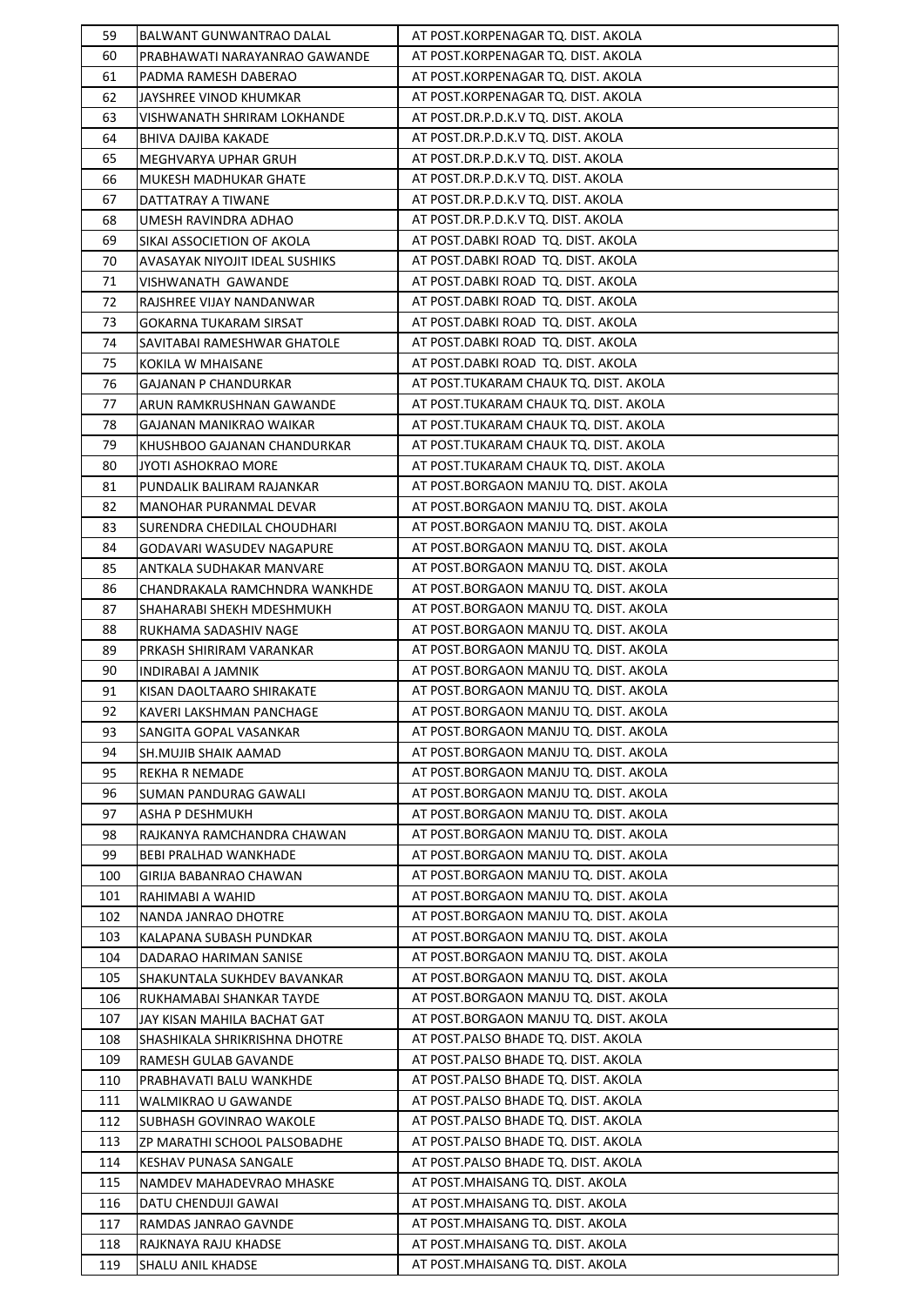| 59 | BALWANT GUNWANTRAO DALAL | AT POST.KORPENAGAR TQ. DIST. AKOLA |
|---|---|---|
| 60 | PRABHAWATI NARAYANRAO GAWANDE | AT POST.KORPENAGAR TQ. DIST. AKOLA |
| 61 | PADMA RAMESH DABERAO | AT POST.KORPENAGAR TQ. DIST. AKOLA |
| 62 | JAYSHREE VINOD KHUMKAR | AT POST.KORPENAGAR TQ. DIST. AKOLA |
| 63 | VISHWANATH SHRIRAM LOKHANDE | AT POST.DR.P.D.K.V TQ. DIST. AKOLA |
| 64 | BHIVA DAJIBA KAKADE | AT POST.DR.P.D.K.V TQ. DIST. AKOLA |
| 65 | MEGHVARYA UPHAR GRUH | AT POST.DR.P.D.K.V TQ. DIST. AKOLA |
| 66 | MUKESH MADHUKAR GHATE | AT POST.DR.P.D.K.V TQ. DIST. AKOLA |
| 67 | DATTATRAY A TIWANE | AT POST.DR.P.D.K.V TQ. DIST. AKOLA |
| 68 | UMESH RAVINDRA ADHAO | AT POST.DR.P.D.K.V TQ. DIST. AKOLA |
| 69 | SIKAI ASSOCIETION OF AKOLA | AT POST.DABKI ROAD TQ. DIST. AKOLA |
| 70 | AVASAYAK NIYOJIT IDEAL SUSHIKS | AT POST.DABKI ROAD TQ. DIST. AKOLA |
| 71 | VISHWANATH GAWANDE | AT POST.DABKI ROAD TQ. DIST. AKOLA |
| 72 | RAJSHREE VIJAY NANDANWAR | AT POST.DABKI ROAD TQ. DIST. AKOLA |
| 73 | GOKARNA TUKARAM SIRSAT | AT POST.DABKI ROAD TQ. DIST. AKOLA |
| 74 | SAVITABAI RAMESHWAR GHATOLE | AT POST.DABKI ROAD TQ. DIST. AKOLA |
| 75 | KOKILA W MHAISANE | AT POST.DABKI ROAD TQ. DIST. AKOLA |
| 76 | GAJANAN P CHANDURKAR | AT POST.TUKARAM CHAUK TQ. DIST. AKOLA |
| 77 | ARUN RAMKRUSHNAN GAWANDE | AT POST.TUKARAM CHAUK TQ. DIST. AKOLA |
| 78 | GAJANAN MANIKRAO WAIKAR | AT POST.TUKARAM CHAUK TQ. DIST. AKOLA |
| 79 | KHUSHBOO GAJANAN CHANDURKAR | AT POST.TUKARAM CHAUK TQ. DIST. AKOLA |
| 80 | JYOTI ASHOKRAO MORE | AT POST.TUKARAM CHAUK TQ. DIST. AKOLA |
| 81 | PUNDALIK BALIRAM RAJANKAR | AT POST.BORGAON MANJU TQ. DIST. AKOLA |
| 82 | MANOHAR PURANMAL DEVAR | AT POST.BORGAON MANJU TQ. DIST. AKOLA |
| 83 | SURENDRA CHEDILAL CHOUDHARI | AT POST.BORGAON MANJU TQ. DIST. AKOLA |
| 84 | GODAVARI WASUDEV NAGAPURE | AT POST.BORGAON MANJU TQ. DIST. AKOLA |
| 85 | ANTKALA SUDHAKAR MANVARE | AT POST.BORGAON MANJU TQ. DIST. AKOLA |
| 86 | CHANDRAKALA RAMCHNDRA WANKHDE | AT POST.BORGAON MANJU TQ. DIST. AKOLA |
| 87 | SHAHARABI SHEKH MDESHMUKH | AT POST.BORGAON MANJU TQ. DIST. AKOLA |
| 88 | RUKHAMA SADASHIV NAGE | AT POST.BORGAON MANJU TQ. DIST. AKOLA |
| 89 | PRKASH SHIRIRAM VARANKAR | AT POST.BORGAON MANJU TQ. DIST. AKOLA |
| 90 | INDIRABAI A JAMNIK | AT POST.BORGAON MANJU TQ. DIST. AKOLA |
| 91 | KISAN DAOLTAARO SHIRAKATE | AT POST.BORGAON MANJU TQ. DIST. AKOLA |
| 92 | KAVERI LAKSHMAN PANCHAGE | AT POST.BORGAON MANJU TQ. DIST. AKOLA |
| 93 | SANGITA GOPAL VASANKAR | AT POST.BORGAON MANJU TQ. DIST. AKOLA |
| 94 | SH.MUJIB SHAIK AAMAD | AT POST.BORGAON MANJU TQ. DIST. AKOLA |
| 95 | REKHA R NEMADE | AT POST.BORGAON MANJU TQ. DIST. AKOLA |
| 96 | SUMAN PANDURAG GAWALI | AT POST.BORGAON MANJU TQ. DIST. AKOLA |
| 97 | ASHA P DESHMUKH | AT POST.BORGAON MANJU TQ. DIST. AKOLA |
| 98 | RAJKANYA RAMCHANDRA CHAWAN | AT POST.BORGAON MANJU TQ. DIST. AKOLA |
| 99 | BEBI PRALHAD WANKHADE | AT POST.BORGAON MANJU TQ. DIST. AKOLA |
| 100 | GIRIJA BABANRAO CHAWAN | AT POST.BORGAON MANJU TQ. DIST. AKOLA |
| 101 | RAHIMABI A WAHID | AT POST.BORGAON MANJU TQ. DIST. AKOLA |
| 102 | NANDA JANRAO DHOTRE | AT POST.BORGAON MANJU TQ. DIST. AKOLA |
| 103 | KALAPANA SUBASH PUNDKAR | AT POST.BORGAON MANJU TQ. DIST. AKOLA |
| 104 | DADARAO HARIMAN SANISE | AT POST.BORGAON MANJU TQ. DIST. AKOLA |
| 105 | SHAKUNTALA SUKHDEV BAVANKAR | AT POST.BORGAON MANJU TQ. DIST. AKOLA |
| 106 | RUKHAMABAI SHANKAR TAYDE | AT POST.BORGAON MANJU TQ. DIST. AKOLA |
| 107 | JAY KISAN MAHILA BACHAT GAT | AT POST.BORGAON MANJU TQ. DIST. AKOLA |
| 108 | SHASHIKALA SHRIKRISHNA DHOTRE | AT POST.PALSO BHADE TQ. DIST. AKOLA |
| 109 | RAMESH GULAB GAVANDE | AT POST.PALSO BHADE TQ. DIST. AKOLA |
| 110 | PRABHAVATI BALU WANKHDE | AT POST.PALSO BHADE TQ. DIST. AKOLA |
| 111 | WALMIKRAO U GAWANDE | AT POST.PALSO BHADE TQ. DIST. AKOLA |
| 112 | SUBHASH GOVINRAO WAKOLE | AT POST.PALSO BHADE TQ. DIST. AKOLA |
| 113 | ZP MARATHI SCHOOL PALSOBADHE | AT POST.PALSO BHADE TQ. DIST. AKOLA |
| 114 | KESHAV PUNASA SANGALE | AT POST.PALSO BHADE TQ. DIST. AKOLA |
| 115 | NAMDEV MAHADEVRAO MHASKE | AT POST.MHAISANG TQ. DIST. AKOLA |
| 116 | DATU CHENDUJI GAWAI | AT POST.MHAISANG TQ. DIST. AKOLA |
| 117 | RAMDAS JANRAO GAVNDE | AT POST.MHAISANG TQ. DIST. AKOLA |
| 118 | RAJKNAYA RAJU KHADSE | AT POST.MHAISANG TQ. DIST. AKOLA |
| 119 | SHALU ANIL KHADSE | AT POST.MHAISANG TQ. DIST. AKOLA |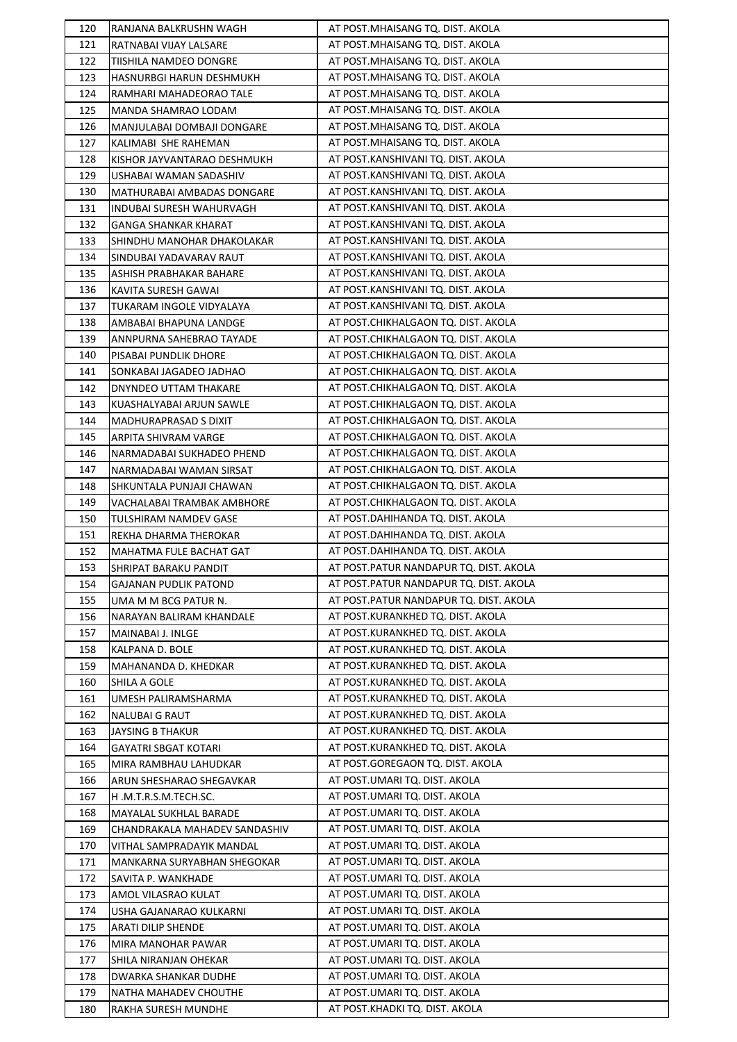| | | |
|---|---|---|
| 120 | RANJANA BALKRUSHN WAGH | AT POST.MHAISANG TQ. DIST. AKOLA |
| 121 | RATNABAI VIJAY LALSARE | AT POST.MHAISANG TQ. DIST. AKOLA |
| 122 | TIISHILA NAMDEO DONGRE | AT POST.MHAISANG TQ. DIST. AKOLA |
| 123 | HASNURBGI HARUN DESHMUKH | AT POST.MHAISANG TQ. DIST. AKOLA |
| 124 | RAMHARI MAHADEORAO TALE | AT POST.MHAISANG TQ. DIST. AKOLA |
| 125 | MANDA SHAMRAO LODAM | AT POST.MHAISANG TQ. DIST. AKOLA |
| 126 | MANJULABAI DOMBAJI DONGARE | AT POST.MHAISANG TQ. DIST. AKOLA |
| 127 | KALIMABI SHE RAHEMAN | AT POST.MHAISANG TQ. DIST. AKOLA |
| 128 | KISHOR JAYVANTARAO DESHMUKH | AT POST.KANSHIVANI TQ. DIST. AKOLA |
| 129 | USHABAI WAMAN SADASHIV | AT POST.KANSHIVANI TQ. DIST. AKOLA |
| 130 | MATHURABAI AMBADAS DONGARE | AT POST.KANSHIVANI TQ. DIST. AKOLA |
| 131 | INDUBAI SURESH WAHURVAGH | AT POST.KANSHIVANI TQ. DIST. AKOLA |
| 132 | GANGA SHANKAR KHARAT | AT POST.KANSHIVANI TQ. DIST. AKOLA |
| 133 | SHINDHU MANOHAR DHAKOLAKAR | AT POST.KANSHIVANI TQ. DIST. AKOLA |
| 134 | SINDUBAI YADAVARAV RAUT | AT POST.KANSHIVANI TQ. DIST. AKOLA |
| 135 | ASHISH PRABHAKAR BAHARE | AT POST.KANSHIVANI TQ. DIST. AKOLA |
| 136 | KAVITA SURESH GAWAI | AT POST.KANSHIVANI TQ. DIST. AKOLA |
| 137 | TUKARAM INGOLE VIDYALAYA | AT POST.KANSHIVANI TQ. DIST. AKOLA |
| 138 | AMBABAI BHAPUNA LANDGE | AT POST.CHIKHALGAON TQ. DIST. AKOLA |
| 139 | ANNPURNA SAHEBRAO TAYADE | AT POST.CHIKHALGAON TQ. DIST. AKOLA |
| 140 | PISABAI PUNDLIK DHORE | AT POST.CHIKHALGAON TQ. DIST. AKOLA |
| 141 | SONKABAI JAGADEO JADHAO | AT POST.CHIKHALGAON TQ. DIST. AKOLA |
| 142 | DNYNDEO UTTAM THAKARE | AT POST.CHIKHALGAON TQ. DIST. AKOLA |
| 143 | KUASHALYABAI ARJUN SAWLE | AT POST.CHIKHALGAON TQ. DIST. AKOLA |
| 144 | MADHURAPRASAD S DIXIT | AT POST.CHIKHALGAON TQ. DIST. AKOLA |
| 145 | ARPITA SHIVRAM VARGE | AT POST.CHIKHALGAON TQ. DIST. AKOLA |
| 146 | NARMADABAI SUKHADEO PHEND | AT POST.CHIKHALGAON TQ. DIST. AKOLA |
| 147 | NARMADABAI WAMAN SIRSAT | AT POST.CHIKHALGAON TQ. DIST. AKOLA |
| 148 | SHKUNTALA PUNJAJI CHAWAN | AT POST.CHIKHALGAON TQ. DIST. AKOLA |
| 149 | VACHALABAI TRAMBAK AMBHORE | AT POST.CHIKHALGAON TQ. DIST. AKOLA |
| 150 | TULSHIRAM NAMDEV GASE | AT POST.DAHIHANDA TQ. DIST. AKOLA |
| 151 | REKHA DHARMA THEROKAR | AT POST.DAHIHANDA TQ. DIST. AKOLA |
| 152 | MAHATMA FULE BACHAT GAT | AT POST.DAHIHANDA TQ. DIST. AKOLA |
| 153 | SHRIPAT BARAKU PANDIT | AT POST.PATUR NANDAPUR TQ. DIST. AKOLA |
| 154 | GAJANAN PUDLIK PATOND | AT POST.PATUR NANDAPUR TQ. DIST. AKOLA |
| 155 | UMA M M BCG PATUR N. | AT POST.PATUR NANDAPUR TQ. DIST. AKOLA |
| 156 | NARAYAN BALIRAM KHANDALE | AT POST.KURANKHED TQ. DIST. AKOLA |
| 157 | MAINABAI J. INLGE | AT POST.KURANKHED TQ. DIST. AKOLA |
| 158 | KALPANA D. BOLE | AT POST.KURANKHED TQ. DIST. AKOLA |
| 159 | MAHANANDA D. KHEDKAR | AT POST.KURANKHED TQ. DIST. AKOLA |
| 160 | SHILA A GOLE | AT POST.KURANKHED TQ. DIST. AKOLA |
| 161 | UMESH PALIRAMSHARMA | AT POST.KURANKHED TQ. DIST. AKOLA |
| 162 | NALUBAI G RAUT | AT POST.KURANKHED TQ. DIST. AKOLA |
| 163 | JAYSING B THAKUR | AT POST.KURANKHED TQ. DIST. AKOLA |
| 164 | GAYATRI SBGAT KOTARI | AT POST.KURANKHED TQ. DIST. AKOLA |
| 165 | MIRA RAMBHAU LAHUDKAR | AT POST.GOREGAON TQ. DIST. AKOLA |
| 166 | ARUN SHESHARAO SHEGAVKAR | AT POST.UMARI TQ. DIST. AKOLA |
| 167 | H .M.T.R.S.M.TECH.SC. | AT POST.UMARI TQ. DIST. AKOLA |
| 168 | MAYALAL SUKHLAL BARADE | AT POST.UMARI TQ. DIST. AKOLA |
| 169 | CHANDRAKALA MAHADEV SANDASHIV | AT POST.UMARI TQ. DIST. AKOLA |
| 170 | VITHAL SAMPRADAYIK MANDAL | AT POST.UMARI TQ. DIST. AKOLA |
| 171 | MANKARNA SURYABHAN SHEGOKAR | AT POST.UMARI TQ. DIST. AKOLA |
| 172 | SAVITA P. WANKHADE | AT POST.UMARI TQ. DIST. AKOLA |
| 173 | AMOL VILASRAO KULAT | AT POST.UMARI TQ. DIST. AKOLA |
| 174 | USHA GAJANARAO KULKARNI | AT POST.UMARI TQ. DIST. AKOLA |
| 175 | ARATI DILIP SHENDE | AT POST.UMARI TQ. DIST. AKOLA |
| 176 | MIRA MANOHAR PAWAR | AT POST.UMARI TQ. DIST. AKOLA |
| 177 | SHILA NIRANJAN OHEKAR | AT POST.UMARI TQ. DIST. AKOLA |
| 178 | DWARKA SHANKAR DUDHE | AT POST.UMARI TQ. DIST. AKOLA |
| 179 | NATHA MAHADEV CHOUTHE | AT POST.UMARI TQ. DIST. AKOLA |
| 180 | RAKHA SURESH MUNDHE | AT POST.KHADKI TQ. DIST. AKOLA |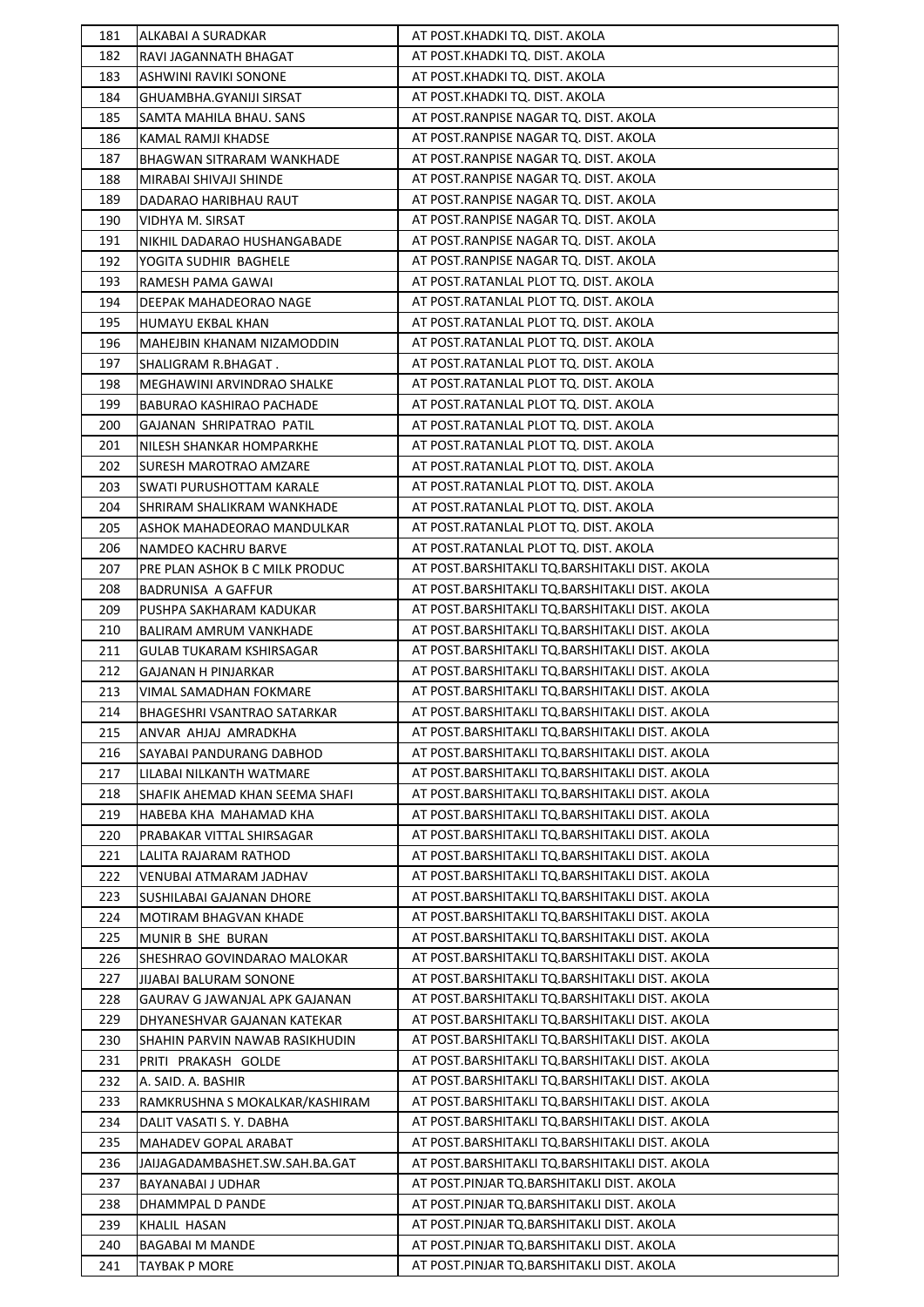| 181 | ALKABAI A SURADKAR | AT POST.KHADKI TQ. DIST. AKOLA |
|---|---|---|
| 182 | RAVI JAGANNATH BHAGAT | AT POST.KHADKI TQ. DIST. AKOLA |
| 183 | ASHWINI RAVIKI SONONE | AT POST.KHADKI TQ. DIST. AKOLA |
| 184 | GHUAMBHA.GYANIJI SIRSAT | AT POST.KHADKI TQ. DIST. AKOLA |
| 185 | SAMTA MAHILA BHAU. SANS | AT POST.RANPISE NAGAR TQ. DIST. AKOLA |
| 186 | KAMAL RAMJI KHADSE | AT POST.RANPISE NAGAR TQ. DIST. AKOLA |
| 187 | BHAGWAN SITRARAM WANKHADE | AT POST.RANPISE NAGAR TQ. DIST. AKOLA |
| 188 | MIRABAI SHIVAJI SHINDE | AT POST.RANPISE NAGAR TQ. DIST. AKOLA |
| 189 | DADARAO HARIBHAU RAUT | AT POST.RANPISE NAGAR TQ. DIST. AKOLA |
| 190 | VIDHYA M. SIRSAT | AT POST.RANPISE NAGAR TQ. DIST. AKOLA |
| 191 | NIKHIL DADARAO HUSHANGABADE | AT POST.RANPISE NAGAR TQ. DIST. AKOLA |
| 192 | YOGITA SUDHIR BAGHELE | AT POST.RANPISE NAGAR TQ. DIST. AKOLA |
| 193 | RAMESH PAMA GAWAI | AT POST.RATANLAL PLOT TQ. DIST. AKOLA |
| 194 | DEEPAK MAHADEORAO NAGE | AT POST.RATANLAL PLOT TQ. DIST. AKOLA |
| 195 | HUMAYU EKBAL KHAN | AT POST.RATANLAL PLOT TQ. DIST. AKOLA |
| 196 | MAHEJBIN KHANAM NIZAMODDIN | AT POST.RATANLAL PLOT TQ. DIST. AKOLA |
| 197 | SHALIGRAM R.BHAGAT . | AT POST.RATANLAL PLOT TQ. DIST. AKOLA |
| 198 | MEGHAWINI ARVINDRAO SHALKE | AT POST.RATANLAL PLOT TQ. DIST. AKOLA |
| 199 | BABURAO KASHIRAO PACHADE | AT POST.RATANLAL PLOT TQ. DIST. AKOLA |
| 200 | GAJANAN SHRIPATRAO PATIL | AT POST.RATANLAL PLOT TQ. DIST. AKOLA |
| 201 | NILESH SHANKAR HOMPARKHE | AT POST.RATANLAL PLOT TQ. DIST. AKOLA |
| 202 | SURESH MAROTRAO AMZARE | AT POST.RATANLAL PLOT TQ. DIST. AKOLA |
| 203 | SWATI PURUSHOTTAM KARALE | AT POST.RATANLAL PLOT TQ. DIST. AKOLA |
| 204 | SHRIRAM SHALIKRAM WANKHADE | AT POST.RATANLAL PLOT TQ. DIST. AKOLA |
| 205 | ASHOK MAHADEORAO MANDULKAR | AT POST.RATANLAL PLOT TQ. DIST. AKOLA |
| 206 | NAMDEO KACHRU BARVE | AT POST.RATANLAL PLOT TQ. DIST. AKOLA |
| 207 | PRE PLAN ASHOK B C MILK PRODUC | AT POST.BARSHITAKLI TQ.BARSHITAKLI DIST. AKOLA |
| 208 | BADRUNISA A GAFFUR | AT POST.BARSHITAKLI TQ.BARSHITAKLI DIST. AKOLA |
| 209 | PUSHPA SAKHARAM KADUKAR | AT POST.BARSHITAKLI TQ.BARSHITAKLI DIST. AKOLA |
| 210 | BALIRAM AMRUM VANKHADE | AT POST.BARSHITAKLI TQ.BARSHITAKLI DIST. AKOLA |
| 211 | GULAB TUKARAM KSHIRSAGAR | AT POST.BARSHITAKLI TQ.BARSHITAKLI DIST. AKOLA |
| 212 | GAJANAN H PINJARKAR | AT POST.BARSHITAKLI TQ.BARSHITAKLI DIST. AKOLA |
| 213 | VIMAL SAMADHAN FOKMARE | AT POST.BARSHITAKLI TQ.BARSHITAKLI DIST. AKOLA |
| 214 | BHAGESHRI VSANTRAO SATARKAR | AT POST.BARSHITAKLI TQ.BARSHITAKLI DIST. AKOLA |
| 215 | ANVAR AHJAJ AMRADKHA | AT POST.BARSHITAKLI TQ.BARSHITAKLI DIST. AKOLA |
| 216 | SAYABAI PANDURANG DABHOD | AT POST.BARSHITAKLI TQ.BARSHITAKLI DIST. AKOLA |
| 217 | LILABAI NILKANTH WATMARE | AT POST.BARSHITAKLI TQ.BARSHITAKLI DIST. AKOLA |
| 218 | SHAFIK AHEMAD KHAN SEEMA SHAFI | AT POST.BARSHITAKLI TQ.BARSHITAKLI DIST. AKOLA |
| 219 | HABEBA KHA MAHAMAD KHA | AT POST.BARSHITAKLI TQ.BARSHITAKLI DIST. AKOLA |
| 220 | PRABAKAR VITTAL SHIRSAGAR | AT POST.BARSHITAKLI TQ.BARSHITAKLI DIST. AKOLA |
| 221 | LALITA RAJARAM RATHOD | AT POST.BARSHITAKLI TQ.BARSHITAKLI DIST. AKOLA |
| 222 | VENUBAI ATMARAM JADHAV | AT POST.BARSHITAKLI TQ.BARSHITAKLI DIST. AKOLA |
| 223 | SUSHILABAI GAJANAN DHORE | AT POST.BARSHITAKLI TQ.BARSHITAKLI DIST. AKOLA |
| 224 | MOTIRAM BHAGVAN KHADE | AT POST.BARSHITAKLI TQ.BARSHITAKLI DIST. AKOLA |
| 225 | MUNIR B SHE BURAN | AT POST.BARSHITAKLI TQ.BARSHITAKLI DIST. AKOLA |
| 226 | SHESHRAO GOVINDARAO MALOKAR | AT POST.BARSHITAKLI TQ.BARSHITAKLI DIST. AKOLA |
| 227 | JIJABAI BALURAM SONONE | AT POST.BARSHITAKLI TQ.BARSHITAKLI DIST. AKOLA |
| 228 | GAURAV G JAWANJAL APK GAJANAN | AT POST.BARSHITAKLI TQ.BARSHITAKLI DIST. AKOLA |
| 229 | DHYANESHVAR GAJANAN KATEKAR | AT POST.BARSHITAKLI TQ.BARSHITAKLI DIST. AKOLA |
| 230 | SHAHIN PARVIN NAWAB RASIKHUDIN | AT POST.BARSHITAKLI TQ.BARSHITAKLI DIST. AKOLA |
| 231 | PRITI PRAKASH GOLDE | AT POST.BARSHITAKLI TQ.BARSHITAKLI DIST. AKOLA |
| 232 | A. SAID. A. BASHIR | AT POST.BARSHITAKLI TQ.BARSHITAKLI DIST. AKOLA |
| 233 | RAMKRUSHNA S MOKALKAR/KASHIRAM | AT POST.BARSHITAKLI TQ.BARSHITAKLI DIST. AKOLA |
| 234 | DALIT VASATI S. Y. DABHA | AT POST.BARSHITAKLI TQ.BARSHITAKLI DIST. AKOLA |
| 235 | MAHADEV GOPAL ARABAT | AT POST.BARSHITAKLI TQ.BARSHITAKLI DIST. AKOLA |
| 236 | JAIJAGADAMBASHET.SW.SAH.BA.GAT | AT POST.BARSHITAKLI TQ.BARSHITAKLI DIST. AKOLA |
| 237 | BAYANABAI J UDHAR | AT POST.PINJAR TQ.BARSHITAKLI DIST. AKOLA |
| 238 | DHAMMPAL D PANDE | AT POST.PINJAR TQ.BARSHITAKLI DIST. AKOLA |
| 239 | KHALIL HASAN | AT POST.PINJAR TQ.BARSHITAKLI DIST. AKOLA |
| 240 | BAGABAI M MANDE | AT POST.PINJAR TQ.BARSHITAKLI DIST. AKOLA |
| 241 | TAYBAK P MORE | AT POST.PINJAR TQ.BARSHITAKLI DIST. AKOLA |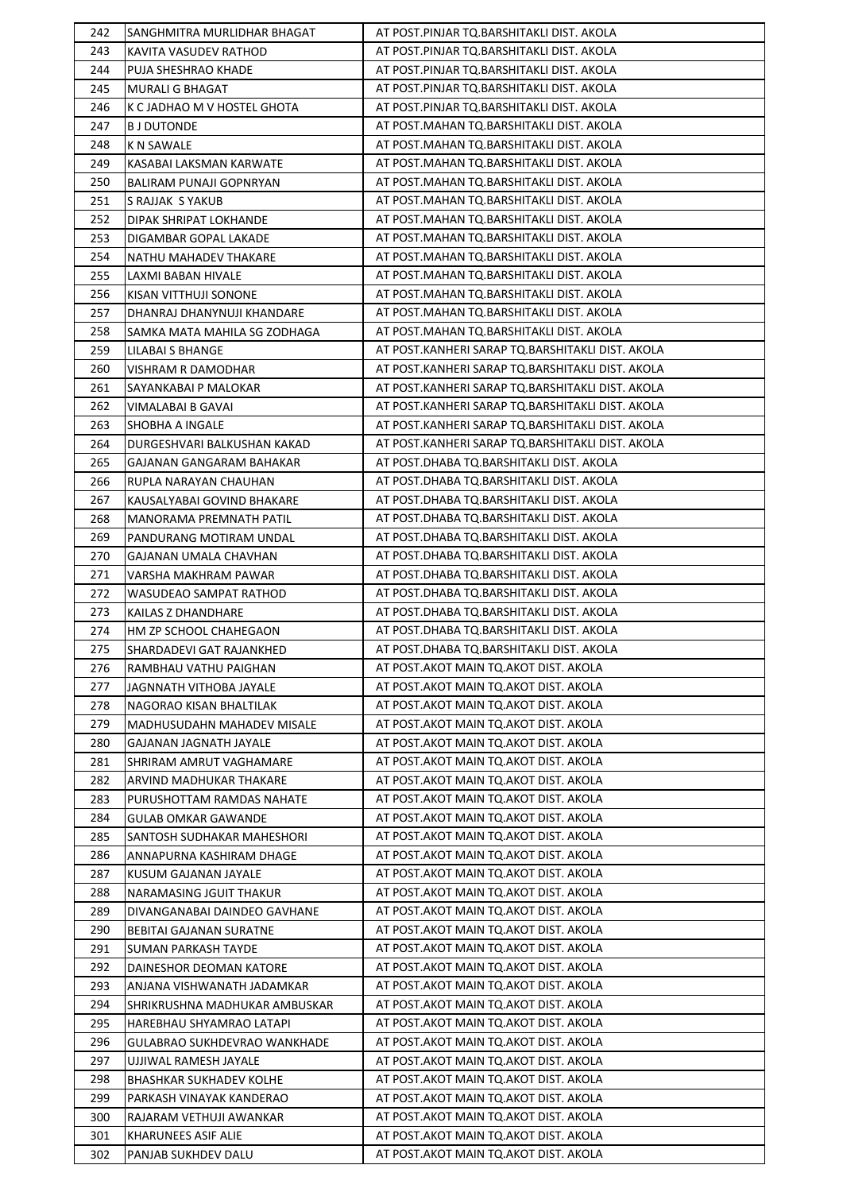| 242 | SANGHMITRA MURLIDHAR BHAGAT | AT POST.PINJAR TQ.BARSHITAKLI DIST. AKOLA |
|---|---|---|
| 243 | KAVITA VASUDEV RATHOD | AT POST.PINJAR TQ.BARSHITAKLI DIST. AKOLA |
| 244 | PUJA SHESHRAO KHADE | AT POST.PINJAR TQ.BARSHITAKLI DIST. AKOLA |
| 245 | MURALI G BHAGAT | AT POST.PINJAR TQ.BARSHITAKLI DIST. AKOLA |
| 246 | K C JADHAO M V HOSTEL GHOTA | AT POST.PINJAR TQ.BARSHITAKLI DIST. AKOLA |
| 247 | B J DUTONDE | AT POST.MAHAN TQ.BARSHITAKLI DIST. AKOLA |
| 248 | K N SAWALE | AT POST.MAHAN TQ.BARSHITAKLI DIST. AKOLA |
| 249 | KASABAI LAKSMAN KARWATE | AT POST.MAHAN TQ.BARSHITAKLI DIST. AKOLA |
| 250 | BALIRAM PUNAJI GOPNRYAN | AT POST.MAHAN TQ.BARSHITAKLI DIST. AKOLA |
| 251 | S RAJJAK S YAKUB | AT POST.MAHAN TQ.BARSHITAKLI DIST. AKOLA |
| 252 | DIPAK SHRIPAT LOKHANDE | AT POST.MAHAN TQ.BARSHITAKLI DIST. AKOLA |
| 253 | DIGAMBAR GOPAL LAKADE | AT POST.MAHAN TQ.BARSHITAKLI DIST. AKOLA |
| 254 | NATHU MAHADEV THAKARE | AT POST.MAHAN TQ.BARSHITAKLI DIST. AKOLA |
| 255 | LAXMI BABAN HIVALE | AT POST.MAHAN TQ.BARSHITAKLI DIST. AKOLA |
| 256 | KISAN VITTHUJI SONONE | AT POST.MAHAN TQ.BARSHITAKLI DIST. AKOLA |
| 257 | DHANRAJ DHANYNUJI KHANDARE | AT POST.MAHAN TQ.BARSHITAKLI DIST. AKOLA |
| 258 | SAMKA MATA MAHILA SG ZODHAGA | AT POST.MAHAN TQ.BARSHITAKLI DIST. AKOLA |
| 259 | LILABAI S BHANGE | AT POST.KANHERI SARAP TQ.BARSHITAKLI DIST. AKOLA |
| 260 | VISHRAM R DAMODHAR | AT POST.KANHERI SARAP TQ.BARSHITAKLI DIST. AKOLA |
| 261 | SAYANKABAI P MALOKAR | AT POST.KANHERI SARAP TQ.BARSHITAKLI DIST. AKOLA |
| 262 | VIMALABAI B GAVAI | AT POST.KANHERI SARAP TQ.BARSHITAKLI DIST. AKOLA |
| 263 | SHOBHA A INGALE | AT POST.KANHERI SARAP TQ.BARSHITAKLI DIST. AKOLA |
| 264 | DURGESHVARI BALKUSHAN KAKAD | AT POST.KANHERI SARAP TQ.BARSHITAKLI DIST. AKOLA |
| 265 | GAJANAN GANGARAM BAHAKAR | AT POST.DHABA TQ.BARSHITAKLI DIST. AKOLA |
| 266 | RUPLA NARAYAN CHAUHAN | AT POST.DHABA TQ.BARSHITAKLI DIST. AKOLA |
| 267 | KAUSALYABAI GOVIND BHAKARE | AT POST.DHABA TQ.BARSHITAKLI DIST. AKOLA |
| 268 | MANORAMA PREMNATH PATIL | AT POST.DHABA TQ.BARSHITAKLI DIST. AKOLA |
| 269 | PANDURANG MOTIRAM UNDAL | AT POST.DHABA TQ.BARSHITAKLI DIST. AKOLA |
| 270 | GAJANAN UMALA CHAVHAN | AT POST.DHABA TQ.BARSHITAKLI DIST. AKOLA |
| 271 | VARSHA MAKHRAM PAWAR | AT POST.DHABA TQ.BARSHITAKLI DIST. AKOLA |
| 272 | WASUDEAO SAMPAT RATHOD | AT POST.DHABA TQ.BARSHITAKLI DIST. AKOLA |
| 273 | KAILAS Z DHANDHARE | AT POST.DHABA TQ.BARSHITAKLI DIST. AKOLA |
| 274 | HM ZP SCHOOL CHAHEGAON | AT POST.DHABA TQ.BARSHITAKLI DIST. AKOLA |
| 275 | SHARDADEVI GAT RAJANKHED | AT POST.DHABA TQ.BARSHITAKLI DIST. AKOLA |
| 276 | RAMBHAU VATHU PAIGHAN | AT POST.AKOT MAIN TQ.AKOT DIST. AKOLA |
| 277 | JAGNNATH VITHOBA JAYALE | AT POST.AKOT MAIN TQ.AKOT DIST. AKOLA |
| 278 | NAGORAO KISAN BHALTILAK | AT POST.AKOT MAIN TQ.AKOT DIST. AKOLA |
| 279 | MADHUSUDAHN MAHADEV MISALE | AT POST.AKOT MAIN TQ.AKOT DIST. AKOLA |
| 280 | GAJANAN JAGNATH JAYALE | AT POST.AKOT MAIN TQ.AKOT DIST. AKOLA |
| 281 | SHRIRAM AMRUT VAGHAMARE | AT POST.AKOT MAIN TQ.AKOT DIST. AKOLA |
| 282 | ARVIND MADHUKAR THAKARE | AT POST.AKOT MAIN TQ.AKOT DIST. AKOLA |
| 283 | PURUSHOTTAM RAMDAS NAHATE | AT POST.AKOT MAIN TQ.AKOT DIST. AKOLA |
| 284 | GULAB OMKAR GAWANDE | AT POST.AKOT MAIN TQ.AKOT DIST. AKOLA |
| 285 | SANTOSH SUDHAKAR MAHESHORI | AT POST.AKOT MAIN TQ.AKOT DIST. AKOLA |
| 286 | ANNAPURNA KASHIRAM DHAGE | AT POST.AKOT MAIN TQ.AKOT DIST. AKOLA |
| 287 | KUSUM GAJANAN JAYALE | AT POST.AKOT MAIN TQ.AKOT DIST. AKOLA |
| 288 | NARAMASING JGUIT THAKUR | AT POST.AKOT MAIN TQ.AKOT DIST. AKOLA |
| 289 | DIVANGANABAI DAINDEO GAVHANE | AT POST.AKOT MAIN TQ.AKOT DIST. AKOLA |
| 290 | BEBITAI GAJANAN SURATNE | AT POST.AKOT MAIN TQ.AKOT DIST. AKOLA |
| 291 | SUMAN PARKASH TAYDE | AT POST.AKOT MAIN TQ.AKOT DIST. AKOLA |
| 292 | DAINESHOR DEOMAN KATORE | AT POST.AKOT MAIN TQ.AKOT DIST. AKOLA |
| 293 | ANJANA VISHWANATH JADAMKAR | AT POST.AKOT MAIN TQ.AKOT DIST. AKOLA |
| 294 | SHRIKRUSHNA MADHUKAR AMBUSKAR | AT POST.AKOT MAIN TQ.AKOT DIST. AKOLA |
| 295 | HAREBHAU SHYAMRAO LATAPI | AT POST.AKOT MAIN TQ.AKOT DIST. AKOLA |
| 296 | GULABRAO SUKHDEVRAO WANKHADE | AT POST.AKOT MAIN TQ.AKOT DIST. AKOLA |
| 297 | UJJIWAL RAMESH JAYALE | AT POST.AKOT MAIN TQ.AKOT DIST. AKOLA |
| 298 | BHASHKAR SUKHADEV KOLHE | AT POST.AKOT MAIN TQ.AKOT DIST. AKOLA |
| 299 | PARKASH VINAYAK KANDERAO | AT POST.AKOT MAIN TQ.AKOT DIST. AKOLA |
| 300 | RAJARAM VETHUJI AWANKAR | AT POST.AKOT MAIN TQ.AKOT DIST. AKOLA |
| 301 | KHARUNEES ASIF ALIE | AT POST.AKOT MAIN TQ.AKOT DIST. AKOLA |
| 302 | PANJAB SUKHDEV DALU | AT POST.AKOT MAIN TQ.AKOT DIST. AKOLA |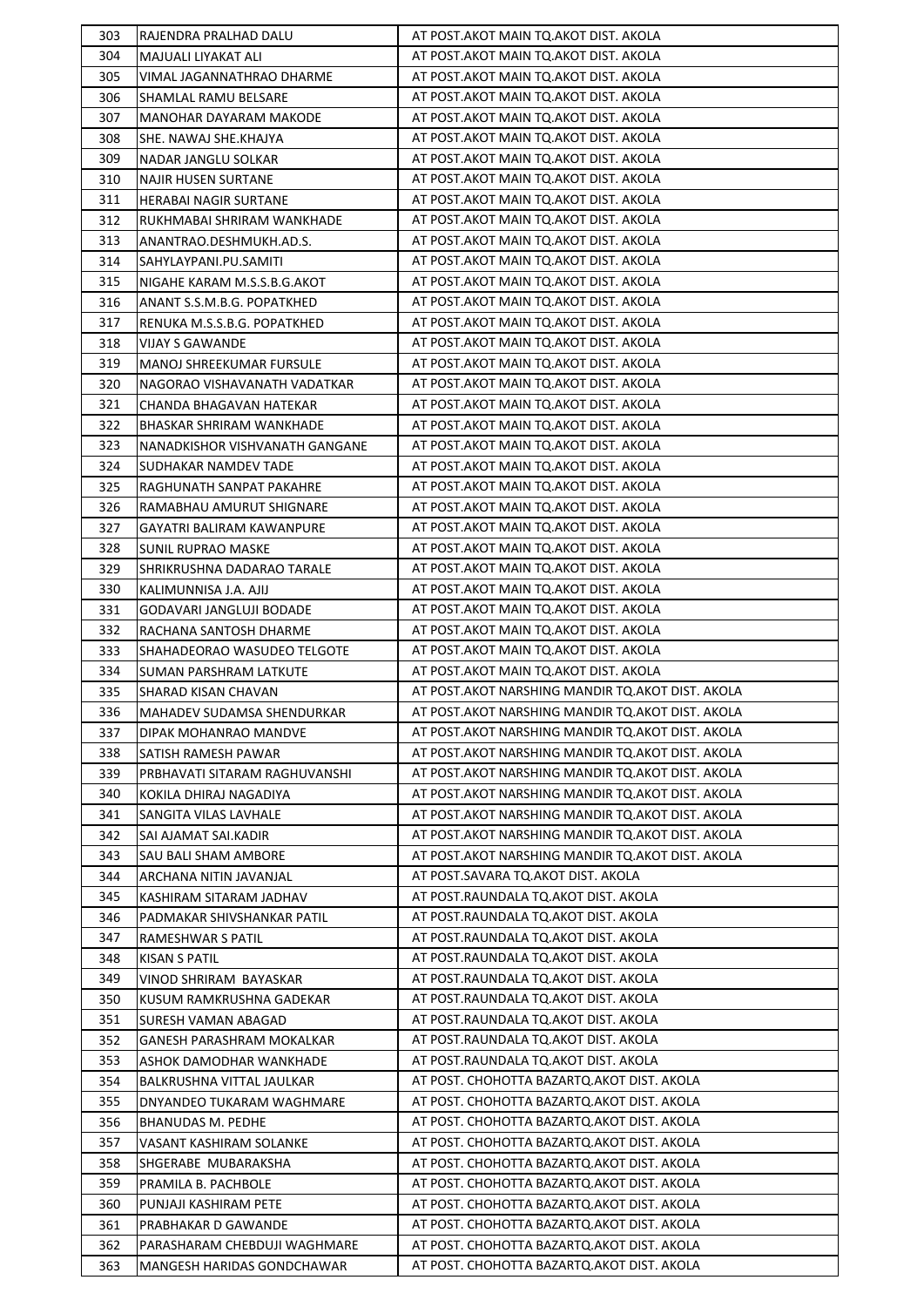| 303 | RAJENDRA PRALHAD DALU | AT POST.AKOT MAIN TQ.AKOT DIST. AKOLA |
|---|---|---|
| 304 | MAJUALI LIYAKAT ALI | AT POST.AKOT MAIN TQ.AKOT DIST. AKOLA |
| 305 | VIMAL JAGANNATHRAO DHARME | AT POST.AKOT MAIN TQ.AKOT DIST. AKOLA |
| 306 | SHAMLAL RAMU BELSARE | AT POST.AKOT MAIN TQ.AKOT DIST. AKOLA |
| 307 | MANOHAR DAYARAM MAKODE | AT POST.AKOT MAIN TQ.AKOT DIST. AKOLA |
| 308 | SHE. NAWAJ SHE.KHAJYA | AT POST.AKOT MAIN TQ.AKOT DIST. AKOLA |
| 309 | NADAR JANGLU SOLKAR | AT POST.AKOT MAIN TQ.AKOT DIST. AKOLA |
| 310 | NAJIR HUSEN SURTANE | AT POST.AKOT MAIN TQ.AKOT DIST. AKOLA |
| 311 | HERABAI NAGIR SURTANE | AT POST.AKOT MAIN TQ.AKOT DIST. AKOLA |
| 312 | RUKHMABAI SHRIRAM WANKHADE | AT POST.AKOT MAIN TQ.AKOT DIST. AKOLA |
| 313 | ANANTRAO.DESHMUKH.AD.S. | AT POST.AKOT MAIN TQ.AKOT DIST. AKOLA |
| 314 | SAHYLAYPANI.PU.SAMITI | AT POST.AKOT MAIN TQ.AKOT DIST. AKOLA |
| 315 | NIGAHE KARAM M.S.S.B.G.AKOT | AT POST.AKOT MAIN TQ.AKOT DIST. AKOLA |
| 316 | ANANT S.S.M.B.G. POPATKHED | AT POST.AKOT MAIN TQ.AKOT DIST. AKOLA |
| 317 | RENUKA M.S.S.B.G. POPATKHED | AT POST.AKOT MAIN TQ.AKOT DIST. AKOLA |
| 318 | VIJAY S GAWANDE | AT POST.AKOT MAIN TQ.AKOT DIST. AKOLA |
| 319 | MANOJ SHREEKUMAR FURSULE | AT POST.AKOT MAIN TQ.AKOT DIST. AKOLA |
| 320 | NAGORAO VISHAVANATH VADATKAR | AT POST.AKOT MAIN TQ.AKOT DIST. AKOLA |
| 321 | CHANDA BHAGAVAN HATEKAR | AT POST.AKOT MAIN TQ.AKOT DIST. AKOLA |
| 322 | BHASKAR SHRIRAM WANKHADE | AT POST.AKOT MAIN TQ.AKOT DIST. AKOLA |
| 323 | NANADKISHOR VISHVANATH GANGANE | AT POST.AKOT MAIN TQ.AKOT DIST. AKOLA |
| 324 | SUDHAKAR NAMDEV TADE | AT POST.AKOT MAIN TQ.AKOT DIST. AKOLA |
| 325 | RAGHUNATH SANPAT PAKAHRE | AT POST.AKOT MAIN TQ.AKOT DIST. AKOLA |
| 326 | RAMABHAU AMURUT SHIGNARE | AT POST.AKOT MAIN TQ.AKOT DIST. AKOLA |
| 327 | GAYATRI BALIRAM KAWANPURE | AT POST.AKOT MAIN TQ.AKOT DIST. AKOLA |
| 328 | SUNIL RUPRAO MASKE | AT POST.AKOT MAIN TQ.AKOT DIST. AKOLA |
| 329 | SHRIKRUSHNA DADARAO TARALE | AT POST.AKOT MAIN TQ.AKOT DIST. AKOLA |
| 330 | KALIMUNNISA J.A. AJIJ | AT POST.AKOT MAIN TQ.AKOT DIST. AKOLA |
| 331 | GODAVARI JANGLUJI BODADE | AT POST.AKOT MAIN TQ.AKOT DIST. AKOLA |
| 332 | RACHANA SANTOSH DHARME | AT POST.AKOT MAIN TQ.AKOT DIST. AKOLA |
| 333 | SHAHADEORAO WASUDEO TELGOTE | AT POST.AKOT MAIN TQ.AKOT DIST. AKOLA |
| 334 | SUMAN PARSHRAM LATKUTE | AT POST.AKOT MAIN TQ.AKOT DIST. AKOLA |
| 335 | SHARAD KISAN CHAVAN | AT POST.AKOT NARSHING MANDIR TQ.AKOT DIST. AKOLA |
| 336 | MAHADEV SUDAMSA SHENDURKAR | AT POST.AKOT NARSHING MANDIR TQ.AKOT DIST. AKOLA |
| 337 | DIPAK MOHANRAO MANDVE | AT POST.AKOT NARSHING MANDIR TQ.AKOT DIST. AKOLA |
| 338 | SATISH RAMESH PAWAR | AT POST.AKOT NARSHING MANDIR TQ.AKOT DIST. AKOLA |
| 339 | PRBHAVATI SITARAM RAGHUVANSHI | AT POST.AKOT NARSHING MANDIR TQ.AKOT DIST. AKOLA |
| 340 | KOKILA DHIRAJ NAGADIYA | AT POST.AKOT NARSHING MANDIR TQ.AKOT DIST. AKOLA |
| 341 | SANGITA VILAS LAVHALE | AT POST.AKOT NARSHING MANDIR TQ.AKOT DIST. AKOLA |
| 342 | SAI AJAMAT SAI.KADIR | AT POST.AKOT NARSHING MANDIR TQ.AKOT DIST. AKOLA |
| 343 | SAU BALI SHAM AMBORE | AT POST.AKOT NARSHING MANDIR TQ.AKOT DIST. AKOLA |
| 344 | ARCHANA NITIN JAVANJAL | AT POST.SAVARA TQ.AKOT DIST. AKOLA |
| 345 | KASHIRAM SITARAM JADHAV | AT POST.RAUNDALA TQ.AKOT DIST. AKOLA |
| 346 | PADMAKAR SHIVSHANKAR PATIL | AT POST.RAUNDALA TQ.AKOT DIST. AKOLA |
| 347 | RAMESHWAR S PATIL | AT POST.RAUNDALA TQ.AKOT DIST. AKOLA |
| 348 | KISAN S PATIL | AT POST.RAUNDALA TQ.AKOT DIST. AKOLA |
| 349 | VINOD SHRIRAM BAYASKAR | AT POST.RAUNDALA TQ.AKOT DIST. AKOLA |
| 350 | KUSUM RAMKRUSHNA GADEKAR | AT POST.RAUNDALA TQ.AKOT DIST. AKOLA |
| 351 | SURESH VAMAN ABAGAD | AT POST.RAUNDALA TQ.AKOT DIST. AKOLA |
| 352 | GANESH PARASHRAM MOKALKAR | AT POST.RAUNDALA TQ.AKOT DIST. AKOLA |
| 353 | ASHOK DAMODHAR WANKHADE | AT POST.RAUNDALA TQ.AKOT DIST. AKOLA |
| 354 | BALKRUSHNA VITTAL JAULKAR | AT POST. CHOHOTTA BAZARTQ.AKOT DIST. AKOLA |
| 355 | DNYANDEO TUKARAM WAGHMARE | AT POST. CHOHOTTA BAZARTQ.AKOT DIST. AKOLA |
| 356 | BHANUDAS M. PEDHE | AT POST. CHOHOTTA BAZARTQ.AKOT DIST. AKOLA |
| 357 | VASANT KASHIRAM SOLANKE | AT POST. CHOHOTTA BAZARTQ.AKOT DIST. AKOLA |
| 358 | SHGERABE MUBARAKSHA | AT POST. CHOHOTTA BAZARTQ.AKOT DIST. AKOLA |
| 359 | PRAMILA B. PACHBOLE | AT POST. CHOHOTTA BAZARTQ.AKOT DIST. AKOLA |
| 360 | PUNJAJI KASHIRAM PETE | AT POST. CHOHOTTA BAZARTQ.AKOT DIST. AKOLA |
| 361 | PRABHAKAR D GAWANDE | AT POST. CHOHOTTA BAZARTQ.AKOT DIST. AKOLA |
| 362 | PARASHARAM CHEBDUJI WAGHMARE | AT POST. CHOHOTTA BAZARTQ.AKOT DIST. AKOLA |
| 363 | MANGESH HARIDAS GONDCHAWAR | AT POST. CHOHOTTA BAZARTQ.AKOT DIST. AKOLA |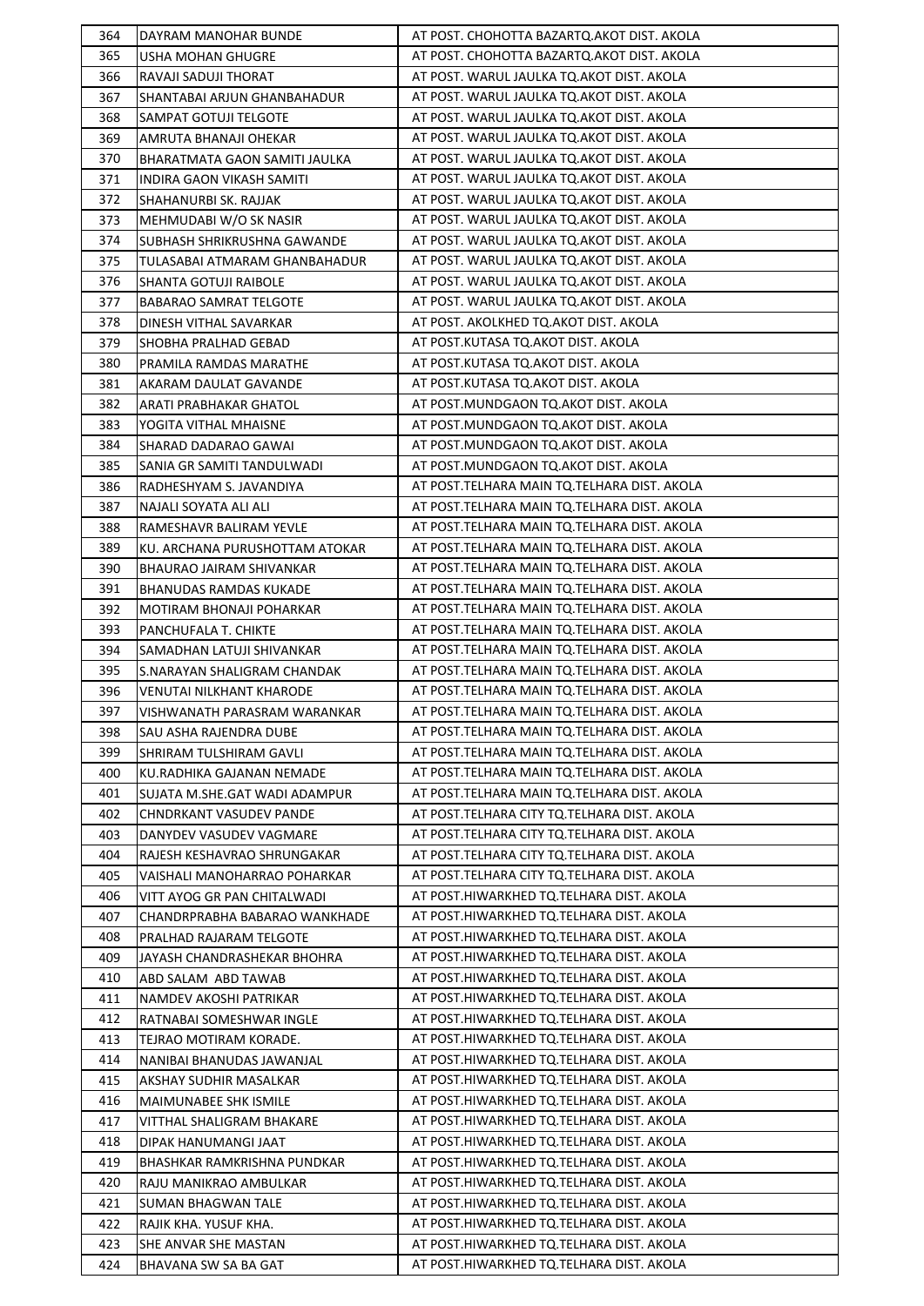| 364 | DAYRAM MANOHAR BUNDE | AT POST. CHOHOTTA BAZARTQ.AKOT DIST. AKOLA |
|---|---|---|
| 365 | USHA MOHAN GHUGRE | AT POST. CHOHOTTA BAZARTQ.AKOT DIST. AKOLA |
| 366 | RAVAJI SADUJI THORAT | AT POST. WARUL JAULKA TQ.AKOT DIST. AKOLA |
| 367 | SHANTABAI ARJUN GHANBAHADUR | AT POST. WARUL JAULKA TQ.AKOT DIST. AKOLA |
| 368 | SAMPAT GOTUJI TELGOTE | AT POST. WARUL JAULKA TQ.AKOT DIST. AKOLA |
| 369 | AMRUTA BHANAJI OHEKAR | AT POST. WARUL JAULKA TQ.AKOT DIST. AKOLA |
| 370 | BHARATMATA GAON SAMITI JAULKA | AT POST. WARUL JAULKA TQ.AKOT DIST. AKOLA |
| 371 | INDIRA GAON VIKASH SAMITI | AT POST. WARUL JAULKA TQ.AKOT DIST. AKOLA |
| 372 | SHAHANURBI SK. RAJJAK | AT POST. WARUL JAULKA TQ.AKOT DIST. AKOLA |
| 373 | MEHMUDABI W/O SK NASIR | AT POST. WARUL JAULKA TQ.AKOT DIST. AKOLA |
| 374 | SUBHASH SHRIKRUSHNA GAWANDE | AT POST. WARUL JAULKA TQ.AKOT DIST. AKOLA |
| 375 | TULASABAI ATMARAM GHANBAHADUR | AT POST. WARUL JAULKA TQ.AKOT DIST. AKOLA |
| 376 | SHANTA GOTUJI RAIBOLE | AT POST. WARUL JAULKA TQ.AKOT DIST. AKOLA |
| 377 | BABARAO SAMRAT TELGOTE | AT POST. WARUL JAULKA TQ.AKOT DIST. AKOLA |
| 378 | DINESH VITHAL SAVARKAR | AT POST. AKOLKHED TQ.AKOT DIST. AKOLA |
| 379 | SHOBHA PRALHAD GEBAD | AT POST.KUTASA TQ.AKOT DIST. AKOLA |
| 380 | PRAMILA RAMDAS MARATHE | AT POST.KUTASA TQ.AKOT DIST. AKOLA |
| 381 | AKARAM DAULAT GAVANDE | AT POST.KUTASA TQ.AKOT DIST. AKOLA |
| 382 | ARATI PRABHAKAR GHATOL | AT POST.MUNDGAON TQ.AKOT DIST. AKOLA |
| 383 | YOGITA VITHAL MHAISNE | AT POST.MUNDGAON TQ.AKOT DIST. AKOLA |
| 384 | SHARAD DADARAO GAWAI | AT POST.MUNDGAON TQ.AKOT DIST. AKOLA |
| 385 | SANIA GR SAMITI TANDULWADI | AT POST.MUNDGAON TQ.AKOT DIST. AKOLA |
| 386 | RADHESHYAM S. JAVANDIYA | AT POST.TELHARA MAIN TQ.TELHARA DIST. AKOLA |
| 387 | NAJALI SOYATA ALI ALI | AT POST.TELHARA MAIN TQ.TELHARA DIST. AKOLA |
| 388 | RAMESHAVR BALIRAM YEVLE | AT POST.TELHARA MAIN TQ.TELHARA DIST. AKOLA |
| 389 | KU. ARCHANA PURUSHOTTAM ATOKAR | AT POST.TELHARA MAIN TQ.TELHARA DIST. AKOLA |
| 390 | BHAURAO JAIRAM SHIVANKAR | AT POST.TELHARA MAIN TQ.TELHARA DIST. AKOLA |
| 391 | BHANUDAS RAMDAS KUKADE | AT POST.TELHARA MAIN TQ.TELHARA DIST. AKOLA |
| 392 | MOTIRAM BHONAJI POHARKAR | AT POST.TELHARA MAIN TQ.TELHARA DIST. AKOLA |
| 393 | PANCHUFALA T. CHIKTE | AT POST.TELHARA MAIN TQ.TELHARA DIST. AKOLA |
| 394 | SAMADHAN LATUJI SHIVANKAR | AT POST.TELHARA MAIN TQ.TELHARA DIST. AKOLA |
| 395 | S.NARAYAN SHALIGRAM CHANDAK | AT POST.TELHARA MAIN TQ.TELHARA DIST. AKOLA |
| 396 | VENUTAI NILKHANT KHARODE | AT POST.TELHARA MAIN TQ.TELHARA DIST. AKOLA |
| 397 | VISHWANATH PARASRAM WARANKAR | AT POST.TELHARA MAIN TQ.TELHARA DIST. AKOLA |
| 398 | SAU ASHA RAJENDRA DUBE | AT POST.TELHARA MAIN TQ.TELHARA DIST. AKOLA |
| 399 | SHRIRAM TULSHIRAM GAVLI | AT POST.TELHARA MAIN TQ.TELHARA DIST. AKOLA |
| 400 | KU.RADHIKA GAJANAN NEMADE | AT POST.TELHARA MAIN TQ.TELHARA DIST. AKOLA |
| 401 | SUJATA M.SHE.GAT WADI ADAMPUR | AT POST.TELHARA MAIN TQ.TELHARA DIST. AKOLA |
| 402 | CHNDRKANT VASUDEV PANDE | AT POST.TELHARA CITY TQ.TELHARA DIST. AKOLA |
| 403 | DANYDEV VASUDEV VAGMARE | AT POST.TELHARA CITY TQ.TELHARA DIST. AKOLA |
| 404 | RAJESH KESHAVRAO SHRUNGAKAR | AT POST.TELHARA CITY TQ.TELHARA DIST. AKOLA |
| 405 | VAISHALI MANOHARRAO POHARKAR | AT POST.TELHARA CITY TQ.TELHARA DIST. AKOLA |
| 406 | VITT AYOG GR PAN CHITALWADI | AT POST.HIWARKHED TQ.TELHARA DIST. AKOLA |
| 407 | CHANDRPRABHA BABARAO WANKHADE | AT POST.HIWARKHED TQ.TELHARA DIST. AKOLA |
| 408 | PRALHAD RAJARAM TELGOTE | AT POST.HIWARKHED TQ.TELHARA DIST. AKOLA |
| 409 | JAYASH CHANDRASHEKAR BHOHRA | AT POST.HIWARKHED TQ.TELHARA DIST. AKOLA |
| 410 | ABD SALAM ABD TAWAB | AT POST.HIWARKHED TQ.TELHARA DIST. AKOLA |
| 411 | NAMDEV AKOSHI PATRIKAR | AT POST.HIWARKHED TQ.TELHARA DIST. AKOLA |
| 412 | RATNABAI SOMESHWAR INGLE | AT POST.HIWARKHED TQ.TELHARA DIST. AKOLA |
| 413 | TEJRAO MOTIRAM KORADE. | AT POST.HIWARKHED TQ.TELHARA DIST. AKOLA |
| 414 | NANIBAI BHANUDAS JAWANJAL | AT POST.HIWARKHED TQ.TELHARA DIST. AKOLA |
| 415 | AKSHAY SUDHIR MASALKAR | AT POST.HIWARKHED TQ.TELHARA DIST. AKOLA |
| 416 | MAIMUNABEE SHK ISMILE | AT POST.HIWARKHED TQ.TELHARA DIST. AKOLA |
| 417 | VITTHAL SHALIGRAM BHAKARE | AT POST.HIWARKHED TQ.TELHARA DIST. AKOLA |
| 418 | DIPAK HANUMANGI JAAT | AT POST.HIWARKHED TQ.TELHARA DIST. AKOLA |
| 419 | BHASHKAR RAMKRISHNA PUNDKAR | AT POST.HIWARKHED TQ.TELHARA DIST. AKOLA |
| 420 | RAJU MANIKRAO AMBULKAR | AT POST.HIWARKHED TQ.TELHARA DIST. AKOLA |
| 421 | SUMAN BHAGWAN TALE | AT POST.HIWARKHED TQ.TELHARA DIST. AKOLA |
| 422 | RAJIK KHA. YUSUF KHA. | AT POST.HIWARKHED TQ.TELHARA DIST. AKOLA |
| 423 | SHE ANVAR SHE MASTAN | AT POST.HIWARKHED TQ.TELHARA DIST. AKOLA |
| 424 | BHAVANA SW SA BA GAT | AT POST.HIWARKHED TQ.TELHARA DIST. AKOLA |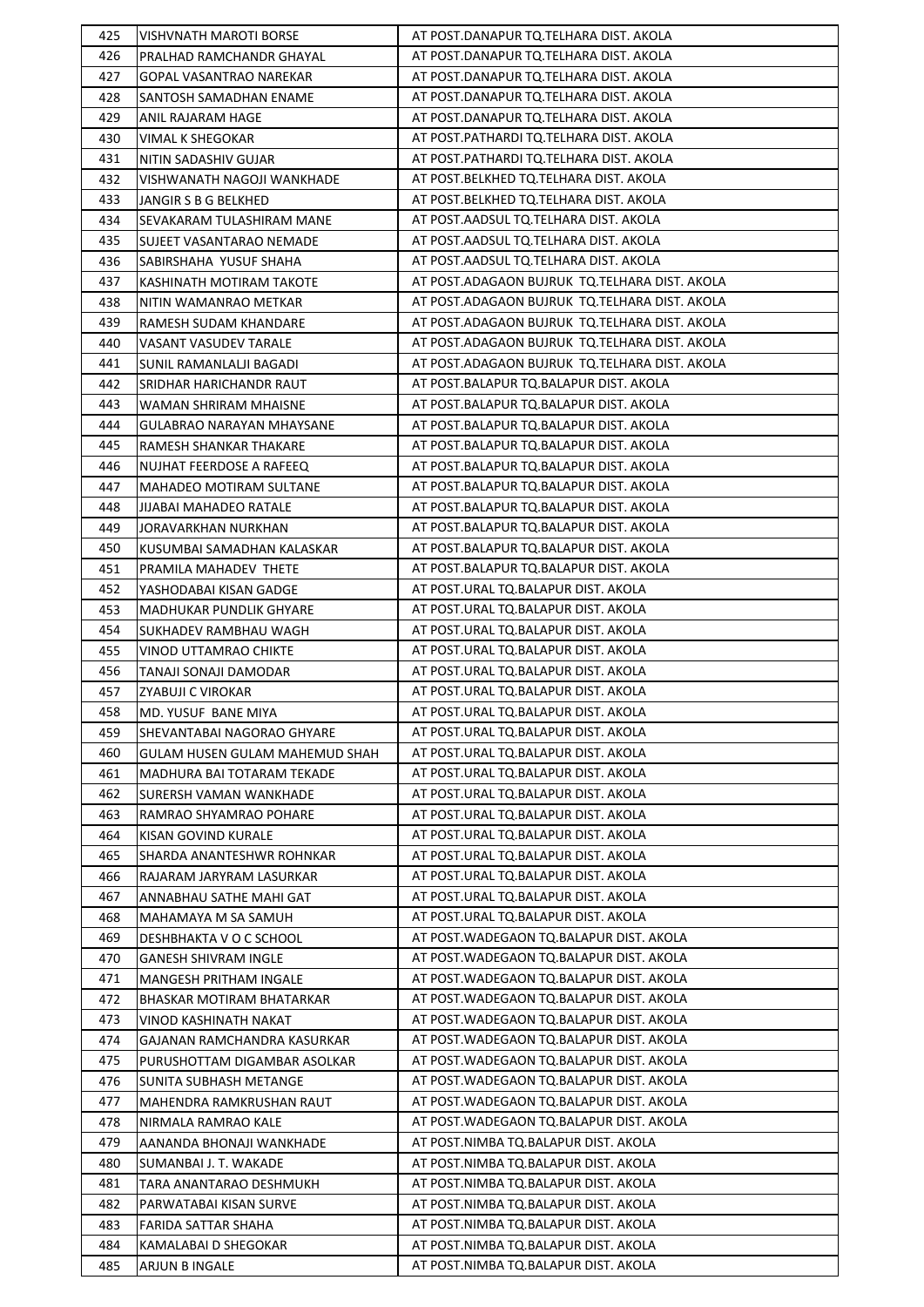| 425 | VISHVNATH MAROTI BORSE | AT POST.DANAPUR TQ.TELHARA DIST. AKOLA |
|---|---|---|
| 426 | PRALHAD RAMCHANDR GHAYAL | AT POST.DANAPUR TQ.TELHARA DIST. AKOLA |
| 427 | GOPAL VASANTRAO NAREKAR | AT POST.DANAPUR TQ.TELHARA DIST. AKOLA |
| 428 | SANTOSH SAMADHAN ENAME | AT POST.DANAPUR TQ.TELHARA DIST. AKOLA |
| 429 | ANIL RAJARAM HAGE | AT POST.DANAPUR TQ.TELHARA DIST. AKOLA |
| 430 | VIMAL K SHEGOKAR | AT POST.PATHARDI TQ.TELHARA DIST. AKOLA |
| 431 | NITIN SADASHIV GUJAR | AT POST.PATHARDI TQ.TELHARA DIST. AKOLA |
| 432 | VISHWANATH NAGOJI WANKHADE | AT POST.BELKHED TQ.TELHARA DIST. AKOLA |
| 433 | JANGIR S B G BELKHED | AT POST.BELKHED TQ.TELHARA DIST. AKOLA |
| 434 | SEVAKARAM TULASHIRAM MANE | AT POST.AADSUL TQ.TELHARA DIST. AKOLA |
| 435 | SUJEET VASANTARAO NEMADE | AT POST.AADSUL TQ.TELHARA DIST. AKOLA |
| 436 | SABIRSHAHA YUSUF SHAHA | AT POST.AADSUL TQ.TELHARA DIST. AKOLA |
| 437 | KASHINATH MOTIRAM TAKOTE | AT POST.ADAGAON BUJRUK TQ.TELHARA DIST. AKOLA |
| 438 | NITIN WAMANRAO METKAR | AT POST.ADAGAON BUJRUK TQ.TELHARA DIST. AKOLA |
| 439 | RAMESH SUDAM KHANDARE | AT POST.ADAGAON BUJRUK TQ.TELHARA DIST. AKOLA |
| 440 | VASANT VASUDEV TARALE | AT POST.ADAGAON BUJRUK TQ.TELHARA DIST. AKOLA |
| 441 | SUNIL RAMANLALJI BAGADI | AT POST.ADAGAON BUJRUK TQ.TELHARA DIST. AKOLA |
| 442 | SRIDHAR HARICHANDR RAUT | AT POST.BALAPUR TQ.BALAPUR DIST. AKOLA |
| 443 | WAMAN SHRIRAM MHAISNE | AT POST.BALAPUR TQ.BALAPUR DIST. AKOLA |
| 444 | GULABRAO NARAYAN MHAYSANE | AT POST.BALAPUR TQ.BALAPUR DIST. AKOLA |
| 445 | RAMESH SHANKAR THAKARE | AT POST.BALAPUR TQ.BALAPUR DIST. AKOLA |
| 446 | NUJHAT FEERDOSE A RAFEEQ | AT POST.BALAPUR TQ.BALAPUR DIST. AKOLA |
| 447 | MAHADEO MOTIRAM SULTANE | AT POST.BALAPUR TQ.BALAPUR DIST. AKOLA |
| 448 | JIJABAI MAHADEO RATALE | AT POST.BALAPUR TQ.BALAPUR DIST. AKOLA |
| 449 | JORAVARKHAN NURKHAN | AT POST.BALAPUR TQ.BALAPUR DIST. AKOLA |
| 450 | KUSUMBAI SAMADHAN KALASKAR | AT POST.BALAPUR TQ.BALAPUR DIST. AKOLA |
| 451 | PRAMILA MAHADEV THETE | AT POST.BALAPUR TQ.BALAPUR DIST. AKOLA |
| 452 | YASHODABAI KISAN GADGE | AT POST.URAL TQ.BALAPUR DIST. AKOLA |
| 453 | MADHUKAR PUNDLIK GHYARE | AT POST.URAL TQ.BALAPUR DIST. AKOLA |
| 454 | SUKHADEV RAMBHAU WAGH | AT POST.URAL TQ.BALAPUR DIST. AKOLA |
| 455 | VINOD UTTAMRAO CHIKTE | AT POST.URAL TQ.BALAPUR DIST. AKOLA |
| 456 | TANAJI SONAJI DAMODAR | AT POST.URAL TQ.BALAPUR DIST. AKOLA |
| 457 | ZYABUJI C VIROKAR | AT POST.URAL TQ.BALAPUR DIST. AKOLA |
| 458 | MD. YUSUF BANE MIYA | AT POST.URAL TQ.BALAPUR DIST. AKOLA |
| 459 | SHEVANTABAI NAGORAO GHYARE | AT POST.URAL TQ.BALAPUR DIST. AKOLA |
| 460 | GULAM HUSEN GULAM MAHEMUD SHAH | AT POST.URAL TQ.BALAPUR DIST. AKOLA |
| 461 | MADHURA BAI TOTARAM TEKADE | AT POST.URAL TQ.BALAPUR DIST. AKOLA |
| 462 | SURERSH VAMAN WANKHADE | AT POST.URAL TQ.BALAPUR DIST. AKOLA |
| 463 | RAMRAO SHYAMRAO POHARE | AT POST.URAL TQ.BALAPUR DIST. AKOLA |
| 464 | KISAN GOVIND KURALE | AT POST.URAL TQ.BALAPUR DIST. AKOLA |
| 465 | SHARDA ANANTESHWR ROHNKAR | AT POST.URAL TQ.BALAPUR DIST. AKOLA |
| 466 | RAJARAM JARYRAM LASURKAR | AT POST.URAL TQ.BALAPUR DIST. AKOLA |
| 467 | ANNABHAU SATHE MAHI GAT | AT POST.URAL TQ.BALAPUR DIST. AKOLA |
| 468 | MAHAMAYA M SA SAMUH | AT POST.URAL TQ.BALAPUR DIST. AKOLA |
| 469 | DESHBHAKTA V O C SCHOOL | AT POST.WADEGAON TQ.BALAPUR DIST. AKOLA |
| 470 | GANESH SHIVRAM INGLE | AT POST.WADEGAON TQ.BALAPUR DIST. AKOLA |
| 471 | MANGESH PRITHAM INGALE | AT POST.WADEGAON TQ.BALAPUR DIST. AKOLA |
| 472 | BHASKAR MOTIRAM BHATARKAR | AT POST.WADEGAON TQ.BALAPUR DIST. AKOLA |
| 473 | VINOD KASHINATH NAKAT | AT POST.WADEGAON TQ.BALAPUR DIST. AKOLA |
| 474 | GAJANAN RAMCHANDRA KASURKAR | AT POST.WADEGAON TQ.BALAPUR DIST. AKOLA |
| 475 | PURUSHOTTAM DIGAMBAR ASOLKAR | AT POST.WADEGAON TQ.BALAPUR DIST. AKOLA |
| 476 | SUNITA SUBHASH METANGE | AT POST.WADEGAON TQ.BALAPUR DIST. AKOLA |
| 477 | MAHENDRA RAMKRUSHAN RAUT | AT POST.WADEGAON TQ.BALAPUR DIST. AKOLA |
| 478 | NIRMALA RAMRAO KALE | AT POST.WADEGAON TQ.BALAPUR DIST. AKOLA |
| 479 | AANANDA BHONAJI WANKHADE | AT POST.NIMBA TQ.BALAPUR DIST. AKOLA |
| 480 | SUMANBAI J. T. WAKADE | AT POST.NIMBA TQ.BALAPUR DIST. AKOLA |
| 481 | TARA ANANTARAO DESHMUKH | AT POST.NIMBA TQ.BALAPUR DIST. AKOLA |
| 482 | PARWATABAI KISAN SURVE | AT POST.NIMBA TQ.BALAPUR DIST. AKOLA |
| 483 | FARIDA SATTAR SHAHA | AT POST.NIMBA TQ.BALAPUR DIST. AKOLA |
| 484 | KAMALABAI D SHEGOKAR | AT POST.NIMBA TQ.BALAPUR DIST. AKOLA |
| 485 | ARJUN B INGALE | AT POST.NIMBA TQ.BALAPUR DIST. AKOLA |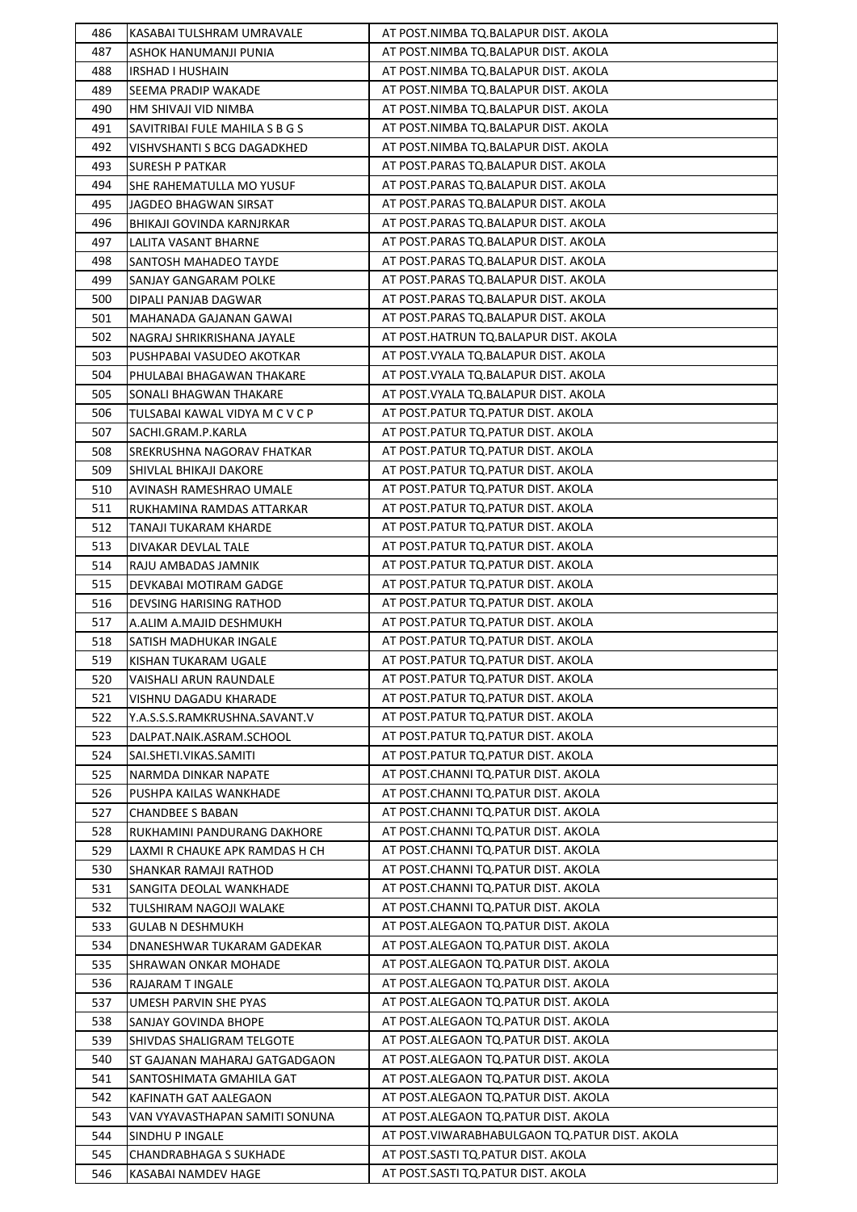| | | |
|---|---|---|
| 486 | KASABAI TULSHRAM UMRAVALE | AT POST.NIMBA TQ.BALAPUR DIST. AKOLA |
| 487 | ASHOK HANUMANJI PUNIA | AT POST.NIMBA TQ.BALAPUR DIST. AKOLA |
| 488 | IRSHAD I HUSHAIN | AT POST.NIMBA TQ.BALAPUR DIST. AKOLA |
| 489 | SEEMA PRADIP WAKADE | AT POST.NIMBA TQ.BALAPUR DIST. AKOLA |
| 490 | HM SHIVAJI VID NIMBA | AT POST.NIMBA TQ.BALAPUR DIST. AKOLA |
| 491 | SAVITRIBAI FULE MAHILA S B G S | AT POST.NIMBA TQ.BALAPUR DIST. AKOLA |
| 492 | VISHVSHANTI S BCG DAGADKHED | AT POST.NIMBA TQ.BALAPUR DIST. AKOLA |
| 493 | SURESH P PATKAR | AT POST.PARAS TQ.BALAPUR DIST. AKOLA |
| 494 | SHE RAHEMATULLA MO YUSUF | AT POST.PARAS TQ.BALAPUR DIST. AKOLA |
| 495 | JAGDEO BHAGWAN SIRSAT | AT POST.PARAS TQ.BALAPUR DIST. AKOLA |
| 496 | BHIKAJI GOVINDA KARNJRKAR | AT POST.PARAS TQ.BALAPUR DIST. AKOLA |
| 497 | LALITA VASANT BHARNE | AT POST.PARAS TQ.BALAPUR DIST. AKOLA |
| 498 | SANTOSH MAHADEO TAYDE | AT POST.PARAS TQ.BALAPUR DIST. AKOLA |
| 499 | SANJAY GANGARAM POLKE | AT POST.PARAS TQ.BALAPUR DIST. AKOLA |
| 500 | DIPALI PANJAB DAGWAR | AT POST.PARAS TQ.BALAPUR DIST. AKOLA |
| 501 | MAHANADA GAJANAN GAWAI | AT POST.PARAS TQ.BALAPUR DIST. AKOLA |
| 502 | NAGRAJ SHRIKRISHANA JAYALE | AT POST.HATRUN TQ.BALAPUR DIST. AKOLA |
| 503 | PUSHPABAI VASUDEO AKOTKAR | AT POST.VYALA TQ.BALAPUR DIST. AKOLA |
| 504 | PHULABAI BHAGAWAN THAKARE | AT POST.VYALA TQ.BALAPUR DIST. AKOLA |
| 505 | SONALI BHAGWAN THAKARE | AT POST.VYALA TQ.BALAPUR DIST. AKOLA |
| 506 | TULSABAI KAWAL VIDYA M C V C P | AT POST.PATUR TQ.PATUR DIST. AKOLA |
| 507 | SACHI.GRAM.P.KARLA | AT POST.PATUR TQ.PATUR DIST. AKOLA |
| 508 | SREKRUSHNA NAGORAV FHATKAR | AT POST.PATUR TQ.PATUR DIST. AKOLA |
| 509 | SHIVLAL BHIKAJI DAKORE | AT POST.PATUR TQ.PATUR DIST. AKOLA |
| 510 | AVINASH RAMESHRAO UMALE | AT POST.PATUR TQ.PATUR DIST. AKOLA |
| 511 | RUKHAMINA RAMDAS ATTARKAR | AT POST.PATUR TQ.PATUR DIST. AKOLA |
| 512 | TANAJI TUKARAM KHARDE | AT POST.PATUR TQ.PATUR DIST. AKOLA |
| 513 | DIVAKAR DEVLAL TALE | AT POST.PATUR TQ.PATUR DIST. AKOLA |
| 514 | RAJU AMBADAS JAMNIK | AT POST.PATUR TQ.PATUR DIST. AKOLA |
| 515 | DEVKABAI MOTIRAM GADGE | AT POST.PATUR TQ.PATUR DIST. AKOLA |
| 516 | DEVSING HARISING RATHOD | AT POST.PATUR TQ.PATUR DIST. AKOLA |
| 517 | A.ALIM A.MAJID DESHMUKH | AT POST.PATUR TQ.PATUR DIST. AKOLA |
| 518 | SATISH MADHUKAR INGALE | AT POST.PATUR TQ.PATUR DIST. AKOLA |
| 519 | KISHAN TUKARAM UGALE | AT POST.PATUR TQ.PATUR DIST. AKOLA |
| 520 | VAISHALI ARUN RAUNDALE | AT POST.PATUR TQ.PATUR DIST. AKOLA |
| 521 | VISHNU DAGADU KHARADE | AT POST.PATUR TQ.PATUR DIST. AKOLA |
| 522 | Y.A.S.S.S.RAMKRUSHNA.SAVANT.V | AT POST.PATUR TQ.PATUR DIST. AKOLA |
| 523 | DALPAT.NAIK.ASRAM.SCHOOL | AT POST.PATUR TQ.PATUR DIST. AKOLA |
| 524 | SAI.SHETI.VIKAS.SAMITI | AT POST.PATUR TQ.PATUR DIST. AKOLA |
| 525 | NARMDA DINKAR NAPATE | AT POST.CHANNI TQ.PATUR DIST. AKOLA |
| 526 | PUSHPA KAILAS WANKHADE | AT POST.CHANNI TQ.PATUR DIST. AKOLA |
| 527 | CHANDBEE S BABAN | AT POST.CHANNI TQ.PATUR DIST. AKOLA |
| 528 | RUKHAMINI PANDURANG DAKHORE | AT POST.CHANNI TQ.PATUR DIST. AKOLA |
| 529 | LAXMI R CHAUKE APK RAMDAS H CH | AT POST.CHANNI TQ.PATUR DIST. AKOLA |
| 530 | SHANKAR RAMAJI RATHOD | AT POST.CHANNI TQ.PATUR DIST. AKOLA |
| 531 | SANGITA DEOLAL WANKHADE | AT POST.CHANNI TQ.PATUR DIST. AKOLA |
| 532 | TULSHIRAM NAGOJI WALAKE | AT POST.CHANNI TQ.PATUR DIST. AKOLA |
| 533 | GULAB N DESHMUKH | AT POST.ALEGAON TQ.PATUR DIST. AKOLA |
| 534 | DNANESHWAR TUKARAM GADEKAR | AT POST.ALEGAON TQ.PATUR DIST. AKOLA |
| 535 | SHRAWAN ONKAR MOHADE | AT POST.ALEGAON TQ.PATUR DIST. AKOLA |
| 536 | RAJARAM T INGALE | AT POST.ALEGAON TQ.PATUR DIST. AKOLA |
| 537 | UMESH PARVIN SHE PYAS | AT POST.ALEGAON TQ.PATUR DIST. AKOLA |
| 538 | SANJAY GOVINDA BHOPE | AT POST.ALEGAON TQ.PATUR DIST. AKOLA |
| 539 | SHIVDAS SHALIGRAM TELGOTE | AT POST.ALEGAON TQ.PATUR DIST. AKOLA |
| 540 | ST GAJANAN MAHARAJ GATGADGAON | AT POST.ALEGAON TQ.PATUR DIST. AKOLA |
| 541 | SANTOSHIMATA GMAHILA GAT | AT POST.ALEGAON TQ.PATUR DIST. AKOLA |
| 542 | KAFINATH GAT AALEGAON | AT POST.ALEGAON TQ.PATUR DIST. AKOLA |
| 543 | VAN VYAVASTHAPAN SAMITI SONUNA | AT POST.ALEGAON TQ.PATUR DIST. AKOLA |
| 544 | SINDHU P INGALE | AT POST.VIWARABHABULGAON TQ.PATUR DIST. AKOLA |
| 545 | CHANDRABHAGA S SUKHADE | AT POST.SASTI TQ.PATUR DIST. AKOLA |
| 546 | KASABAI NAMDEV HAGE | AT POST.SASTI TQ.PATUR DIST. AKOLA |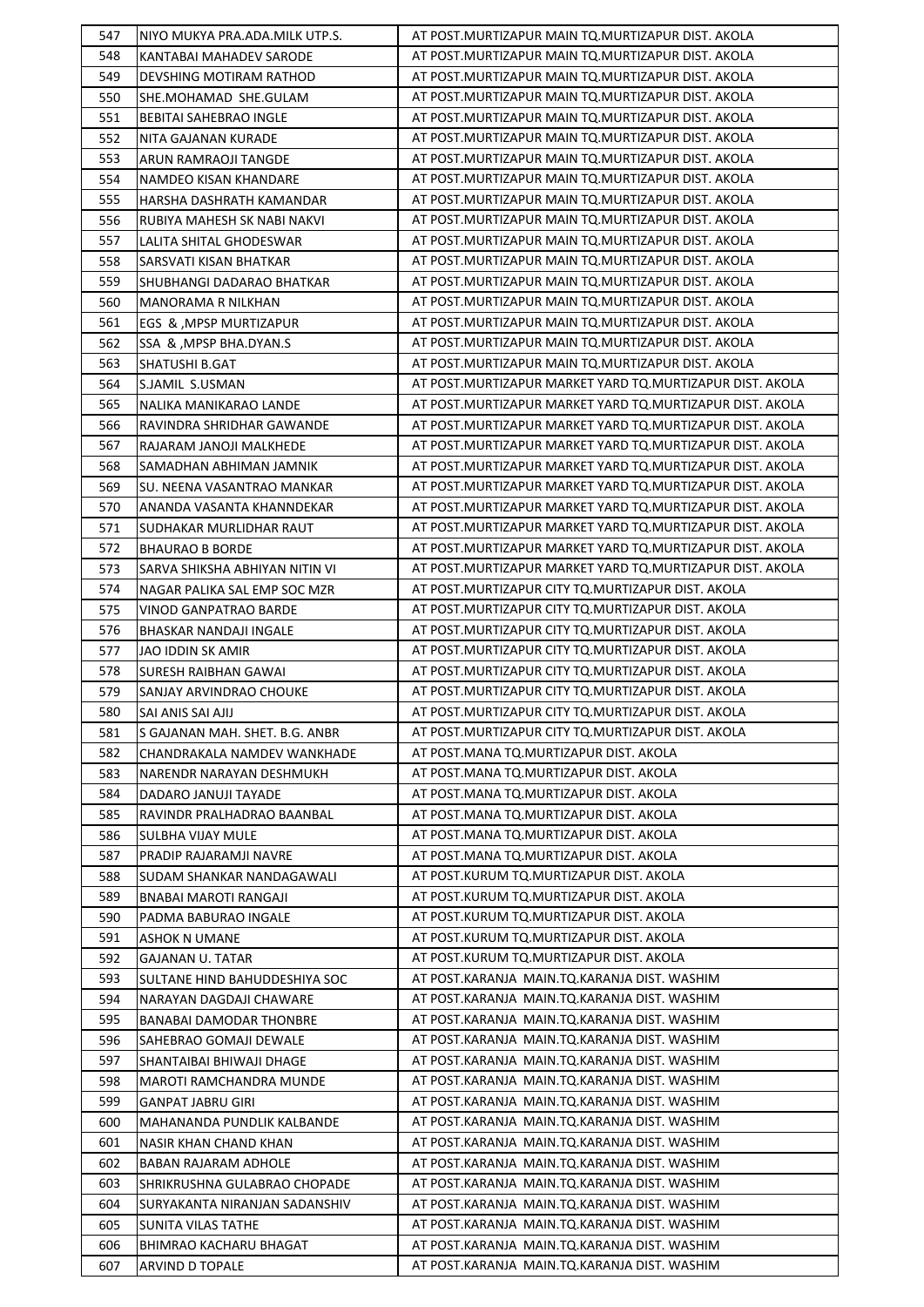| 547 | NIYO MUKYA PRA.ADA.MILK UTP.S. | AT POST.MURTIZAPUR MAIN TQ.MURTIZAPUR DIST. AKOLA |
|---|---|---|
| 548 | KANTABAI MAHADEV SARODE | AT POST.MURTIZAPUR MAIN TQ.MURTIZAPUR DIST. AKOLA |
| 549 | DEVSHING MOTIRAM RATHOD | AT POST.MURTIZAPUR MAIN TQ.MURTIZAPUR DIST. AKOLA |
| 550 | SHE.MOHAMAD SHE.GULAM | AT POST.MURTIZAPUR MAIN TQ.MURTIZAPUR DIST. AKOLA |
| 551 | BEBITAI SAHEBRAO INGLE | AT POST.MURTIZAPUR MAIN TQ.MURTIZAPUR DIST. AKOLA |
| 552 | NITA GAJANAN KURADE | AT POST.MURTIZAPUR MAIN TQ.MURTIZAPUR DIST. AKOLA |
| 553 | ARUN RAMRAOJI TANGDE | AT POST.MURTIZAPUR MAIN TQ.MURTIZAPUR DIST. AKOLA |
| 554 | NAMDEO KISAN KHANDARE | AT POST.MURTIZAPUR MAIN TQ.MURTIZAPUR DIST. AKOLA |
| 555 | HARSHA DASHRATH KAMANDAR | AT POST.MURTIZAPUR MAIN TQ.MURTIZAPUR DIST. AKOLA |
| 556 | RUBIYA MAHESH SK NABI NAKVI | AT POST.MURTIZAPUR MAIN TQ.MURTIZAPUR DIST. AKOLA |
| 557 | LALITA SHITAL GHODESWAR | AT POST.MURTIZAPUR MAIN TQ.MURTIZAPUR DIST. AKOLA |
| 558 | SARSVATI KISAN BHATKAR | AT POST.MURTIZAPUR MAIN TQ.MURTIZAPUR DIST. AKOLA |
| 559 | SHUBHANGI DADARAO BHATKAR | AT POST.MURTIZAPUR MAIN TQ.MURTIZAPUR DIST. AKOLA |
| 560 | MANORAMA R NILKHAN | AT POST.MURTIZAPUR MAIN TQ.MURTIZAPUR DIST. AKOLA |
| 561 | EGS & ,MPSP MURTIZAPUR | AT POST.MURTIZAPUR MAIN TQ.MURTIZAPUR DIST. AKOLA |
| 562 | SSA & ,MPSP BHA.DYAN.S | AT POST.MURTIZAPUR MAIN TQ.MURTIZAPUR DIST. AKOLA |
| 563 | SHATUSHI B.GAT | AT POST.MURTIZAPUR MAIN TQ.MURTIZAPUR DIST. AKOLA |
| 564 | S.JAMIL S.USMAN | AT POST.MURTIZAPUR MARKET YARD TQ.MURTIZAPUR DIST. AKOLA |
| 565 | NALIKA MANIKARAO LANDE | AT POST.MURTIZAPUR MARKET YARD TQ.MURTIZAPUR DIST. AKOLA |
| 566 | RAVINDRA SHRIDHAR GAWANDE | AT POST.MURTIZAPUR MARKET YARD TQ.MURTIZAPUR DIST. AKOLA |
| 567 | RAJARAM JANOJI MALKHEDE | AT POST.MURTIZAPUR MARKET YARD TQ.MURTIZAPUR DIST. AKOLA |
| 568 | SAMADHAN ABHIMAN JAMNIK | AT POST.MURTIZAPUR MARKET YARD TQ.MURTIZAPUR DIST. AKOLA |
| 569 | SU. NEENA VASANTRAO MANKAR | AT POST.MURTIZAPUR MARKET YARD TQ.MURTIZAPUR DIST. AKOLA |
| 570 | ANANDA VASANTA KHANNDEKAR | AT POST.MURTIZAPUR MARKET YARD TQ.MURTIZAPUR DIST. AKOLA |
| 571 | SUDHAKAR MURLIDHAR RAUT | AT POST.MURTIZAPUR MARKET YARD TQ.MURTIZAPUR DIST. AKOLA |
| 572 | BHAURAO B BORDE | AT POST.MURTIZAPUR MARKET YARD TQ.MURTIZAPUR DIST. AKOLA |
| 573 | SARVA SHIKSHA ABHIYAN NITIN VI | AT POST.MURTIZAPUR MARKET YARD TQ.MURTIZAPUR DIST. AKOLA |
| 574 | NAGAR PALIKA SAL EMP SOC MZR | AT POST.MURTIZAPUR CITY TQ.MURTIZAPUR DIST. AKOLA |
| 575 | VINOD GANPATRAO BARDE | AT POST.MURTIZAPUR CITY TQ.MURTIZAPUR DIST. AKOLA |
| 576 | BHASKAR NANDAJI INGALE | AT POST.MURTIZAPUR CITY TQ.MURTIZAPUR DIST. AKOLA |
| 577 | JAO IDDIN SK AMIR | AT POST.MURTIZAPUR CITY TQ.MURTIZAPUR DIST. AKOLA |
| 578 | SURESH RAIBHAN GAWAI | AT POST.MURTIZAPUR CITY TQ.MURTIZAPUR DIST. AKOLA |
| 579 | SANJAY ARVINDRAO CHOUKE | AT POST.MURTIZAPUR CITY TQ.MURTIZAPUR DIST. AKOLA |
| 580 | SAI ANIS SAI AJIJ | AT POST.MURTIZAPUR CITY TQ.MURTIZAPUR DIST. AKOLA |
| 581 | S GAJANAN MAH. SHET. B.G. ANBR | AT POST.MURTIZAPUR CITY TQ.MURTIZAPUR DIST. AKOLA |
| 582 | CHANDRAKALA NAMDEV WANKHADE | AT POST.MANA TQ.MURTIZAPUR DIST. AKOLA |
| 583 | NARENDR NARAYAN DESHMUKH | AT POST.MANA TQ.MURTIZAPUR DIST. AKOLA |
| 584 | DADARO JANUJI TAYADE | AT POST.MANA TQ.MURTIZAPUR DIST. AKOLA |
| 585 | RAVINDR PRALHADRAO BAANBAL | AT POST.MANA TQ.MURTIZAPUR DIST. AKOLA |
| 586 | SULBHA VIJAY MULE | AT POST.MANA TQ.MURTIZAPUR DIST. AKOLA |
| 587 | PRADIP RAJARAMJI NAVRE | AT POST.MANA TQ.MURTIZAPUR DIST. AKOLA |
| 588 | SUDAM SHANKAR NANDAGAWALI | AT POST.KURUM TQ.MURTIZAPUR DIST. AKOLA |
| 589 | BNABAI MAROTI RANGAJI | AT POST.KURUM TQ.MURTIZAPUR DIST. AKOLA |
| 590 | PADMA BABURAO INGALE | AT POST.KURUM TQ.MURTIZAPUR DIST. AKOLA |
| 591 | ASHOK N UMANE | AT POST.KURUM TQ.MURTIZAPUR DIST. AKOLA |
| 592 | GAJANAN U. TATAR | AT POST.KURUM TQ.MURTIZAPUR DIST. AKOLA |
| 593 | SULTANE HIND BAHUDDESHIYA SOC | AT POST.KARANJA MAIN.TQ.KARANJA DIST. WASHIM |
| 594 | NARAYAN DAGDAJI CHAWARE | AT POST.KARANJA MAIN.TQ.KARANJA DIST. WASHIM |
| 595 | BANABAI DAMODAR THONBRE | AT POST.KARANJA MAIN.TQ.KARANJA DIST. WASHIM |
| 596 | SAHEBRAO GOMAJI DEWALE | AT POST.KARANJA MAIN.TQ.KARANJA DIST. WASHIM |
| 597 | SHANTAIBAI BHIWAJI DHAGE | AT POST.KARANJA MAIN.TQ.KARANJA DIST. WASHIM |
| 598 | MAROTI RAMCHANDRA MUNDE | AT POST.KARANJA MAIN.TQ.KARANJA DIST. WASHIM |
| 599 | GANPAT JABRU GIRI | AT POST.KARANJA MAIN.TQ.KARANJA DIST. WASHIM |
| 600 | MAHANANDA PUNDLIK KALBANDE | AT POST.KARANJA MAIN.TQ.KARANJA DIST. WASHIM |
| 601 | NASIR KHAN CHAND KHAN | AT POST.KARANJA MAIN.TQ.KARANJA DIST. WASHIM |
| 602 | BABAN RAJARAM ADHOLE | AT POST.KARANJA MAIN.TQ.KARANJA DIST. WASHIM |
| 603 | SHRIKRUSHNA GULABRAO CHOPADE | AT POST.KARANJA MAIN.TQ.KARANJA DIST. WASHIM |
| 604 | SURYAKANTA NIRANJAN SADANSHIV | AT POST.KARANJA MAIN.TQ.KARANJA DIST. WASHIM |
| 605 | SUNITA VILAS TATHE | AT POST.KARANJA MAIN.TQ.KARANJA DIST. WASHIM |
| 606 | BHIMRAO KACHARU BHAGAT | AT POST.KARANJA MAIN.TQ.KARANJA DIST. WASHIM |
| 607 | ARVIND D TOPALE | AT POST.KARANJA MAIN.TQ.KARANJA DIST. WASHIM |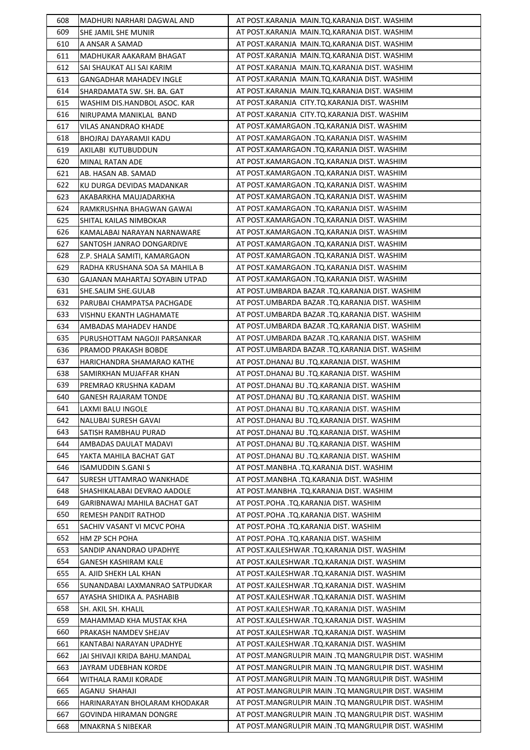| | | |
|---|---|---|
| 608 | MADHURI NARHARI DAGWAL AND | AT POST.KARANJA MAIN.TQ.KARANJA DIST. WASHIM |
| 609 | SHE JAMIL SHE MUNIR | AT POST.KARANJA MAIN.TQ.KARANJA DIST. WASHIM |
| 610 | A ANSAR A SAMAD | AT POST.KARANJA MAIN.TQ.KARANJA DIST. WASHIM |
| 611 | MADHUKAR AAKARAM BHAGAT | AT POST.KARANJA MAIN.TQ.KARANJA DIST. WASHIM |
| 612 | SAI SHAUKAT ALI SAI KARIM | AT POST.KARANJA MAIN.TQ.KARANJA DIST. WASHIM |
| 613 | GANGADHAR MAHADEV INGLE | AT POST.KARANJA MAIN.TQ.KARANJA DIST. WASHIM |
| 614 | SHARDAMATA SW. SH. BA. GAT | AT POST.KARANJA MAIN.TQ.KARANJA DIST. WASHIM |
| 615 | WASHIM DIS.HANDBOL ASOC. KAR | AT POST.KARANJA CITY.TQ.KARANJA DIST. WASHIM |
| 616 | NIRUPAMA MANIKLAL BAND | AT POST.KARANJA CITY.TQ.KARANJA DIST. WASHIM |
| 617 | VILAS ANANDRAO KHADE | AT POST.KAMARGAON .TQ.KARANJA DIST. WASHIM |
| 618 | BHOJRAJ DAYARAMJI KADU | AT POST.KAMARGAON .TQ.KARANJA DIST. WASHIM |
| 619 | AKILABI KUTUBUDDUN | AT POST.KAMARGAON .TQ.KARANJA DIST. WASHIM |
| 620 | MINAL RATAN ADE | AT POST.KAMARGAON .TQ.KARANJA DIST. WASHIM |
| 621 | AB. HASAN AB. SAMAD | AT POST.KAMARGAON .TQ.KARANJA DIST. WASHIM |
| 622 | KU DURGA DEVIDAS MADANKAR | AT POST.KAMARGAON .TQ.KARANJA DIST. WASHIM |
| 623 | AKABARKHA MAUJADARKHA | AT POST.KAMARGAON .TQ.KARANJA DIST. WASHIM |
| 624 | RAMKRUSHNA BHAGWAN GAWAI | AT POST.KAMARGAON .TQ.KARANJA DIST. WASHIM |
| 625 | SHITAL KAILAS NIMBOKAR | AT POST.KAMARGAON .TQ.KARANJA DIST. WASHIM |
| 626 | KAMALABAI NARAYAN NARNAWARE | AT POST.KAMARGAON .TQ.KARANJA DIST. WASHIM |
| 627 | SANTOSH JANRAO DONGARDIVE | AT POST.KAMARGAON .TQ.KARANJA DIST. WASHIM |
| 628 | Z.P. SHALA SAMITI, KAMARGAON | AT POST.KAMARGAON .TQ.KARANJA DIST. WASHIM |
| 629 | RADHA KRUSHANA SOA SA MAHILA B | AT POST.KAMARGAON .TQ.KARANJA DIST. WASHIM |
| 630 | GAJANAN MAHARTAJ SOYABIN UTPAD | AT POST.KAMARGAON .TQ.KARANJA DIST. WASHIM |
| 631 | SHE.SALIM SHE.GULAB | AT POST.UMBARDA BAZAR .TQ.KARANJA DIST. WASHIM |
| 632 | PARUBAI CHAMPATSA PACHGADE | AT POST.UMBARDA BAZAR .TQ.KARANJA DIST. WASHIM |
| 633 | VISHNU EKANTH LAGHAMATE | AT POST.UMBARDA BAZAR .TQ.KARANJA DIST. WASHIM |
| 634 | AMBADAS MAHADEV HANDE | AT POST.UMBARDA BAZAR .TQ.KARANJA DIST. WASHIM |
| 635 | PURUSHOTTAM NAGOJI PARSANKAR | AT POST.UMBARDA BAZAR .TQ.KARANJA DIST. WASHIM |
| 636 | PRAMOD PRAKASH BOBDE | AT POST.UMBARDA BAZAR .TQ.KARANJA DIST. WASHIM |
| 637 | HARICHANDRA SHAMARAO KATHE | AT POST.DHANAJ BU .TQ.KARANJA DIST. WASHIM |
| 638 | SAMIRKHAN MUJAFFAR KHAN | AT POST.DHANAJ BU .TQ.KARANJA DIST. WASHIM |
| 639 | PREMRAO KRUSHNA KADAM | AT POST.DHANAJ BU .TQ.KARANJA DIST. WASHIM |
| 640 | GANESH RAJARAM TONDE | AT POST.DHANAJ BU .TQ.KARANJA DIST. WASHIM |
| 641 | LAXMI BALU INGOLE | AT POST.DHANAJ BU .TQ.KARANJA DIST. WASHIM |
| 642 | NALUBAI SURESH GAVAI | AT POST.DHANAJ BU .TQ.KARANJA DIST. WASHIM |
| 643 | SATISH RAMBHAU PURAD | AT POST.DHANAJ BU .TQ.KARANJA DIST. WASHIM |
| 644 | AMBADAS DAULAT MADAVI | AT POST.DHANAJ BU .TQ.KARANJA DIST. WASHIM |
| 645 | YAKTA MAHILA BACHAT GAT | AT POST.DHANAJ BU .TQ.KARANJA DIST. WASHIM |
| 646 | ISAMUDDIN S.GANI S | AT POST.MANBHA .TQ.KARANJA DIST. WASHIM |
| 647 | SURESH UTTAMRAO WANKHADE | AT POST.MANBHA .TQ.KARANJA DIST. WASHIM |
| 648 | SHASHIKALABAI DEVRAO AADOLE | AT POST.MANBHA .TQ.KARANJA DIST. WASHIM |
| 649 | GARIBNAWAJ MAHILA BACHAT GAT | AT POST.POHA .TQ.KARANJA DIST. WASHIM |
| 650 | REMESH PANDIT RATHOD | AT POST.POHA .TQ.KARANJA DIST. WASHIM |
| 651 | SACHIV VASANT VI MCVC POHA | AT POST.POHA .TQ.KARANJA DIST. WASHIM |
| 652 | HM ZP SCH POHA | AT POST.POHA .TQ.KARANJA DIST. WASHIM |
| 653 | SANDIP ANANDRAO UPADHYE | AT POST.KAJLESHWAR .TQ.KARANJA DIST. WASHIM |
| 654 | GANESH KASHIRAM KALE | AT POST.KAJLESHWAR .TQ.KARANJA DIST. WASHIM |
| 655 | A. AJID SHEKH LAL KHAN | AT POST.KAJLESHWAR .TQ.KARANJA DIST. WASHIM |
| 656 | SUNANDABAI LAXMANRAO SATPUDKAR | AT POST.KAJLESHWAR .TQ.KARANJA DIST. WASHIM |
| 657 | AYASHA SHIDIKA A. PASHABIB | AT POST.KAJLESHWAR .TQ.KARANJA DIST. WASHIM |
| 658 | SH. AKIL SH. KHALIL | AT POST.KAJLESHWAR .TQ.KARANJA DIST. WASHIM |
| 659 | MAHAMMAD KHA MUSTAK KHA | AT POST.KAJLESHWAR .TQ.KARANJA DIST. WASHIM |
| 660 | PRAKASH NAMDEV SHEJAV | AT POST.KAJLESHWAR .TQ.KARANJA DIST. WASHIM |
| 661 | KANTABAI NARAYAN UPADHYE | AT POST.KAJLESHWAR .TQ.KARANJA DIST. WASHIM |
| 662 | JAI SHIVAJI KRIDA BAHU.MANDAL | AT POST.MANGRULPIR MAIN .TQ MANGRULPIR DIST. WASHIM |
| 663 | JAYRAM UDEBHAN KORDE | AT POST.MANGRULPIR MAIN .TQ MANGRULPIR DIST. WASHIM |
| 664 | WITHALA RAMJI KORADE | AT POST.MANGRULPIR MAIN .TQ MANGRULPIR DIST. WASHIM |
| 665 | AGANU SHAHAJI | AT POST.MANGRULPIR MAIN .TQ MANGRULPIR DIST. WASHIM |
| 666 | HARINARAYAN BHOLARAM KHODAKAR | AT POST.MANGRULPIR MAIN .TQ MANGRULPIR DIST. WASHIM |
| 667 | GOVINDA HIRAMAN DONGRE | AT POST.MANGRULPIR MAIN .TQ MANGRULPIR DIST. WASHIM |
| 668 | MNAKRNA S NIBEKAR | AT POST.MANGRULPIR MAIN .TQ MANGRULPIR DIST. WASHIM |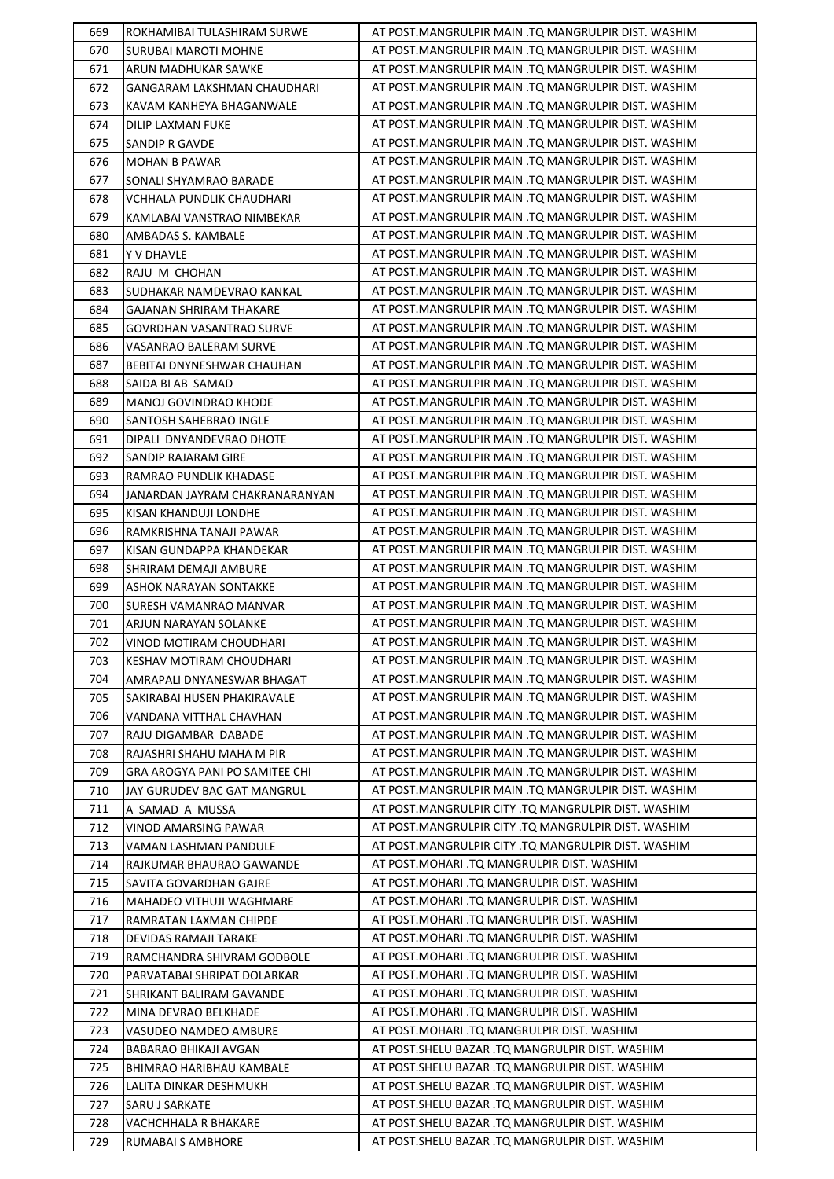| 669 | ROKHAMIBAI TULASHIRAM SURWE | AT POST.MANGRULPIR MAIN .TQ MANGRULPIR DIST. WASHIM |
|---|---|---|
| 670 | SURUBAI MAROTI MOHNE | AT POST.MANGRULPIR MAIN .TQ MANGRULPIR DIST. WASHIM |
| 671 | ARUN MADHUKAR SAWKE | AT POST.MANGRULPIR MAIN .TQ MANGRULPIR DIST. WASHIM |
| 672 | GANGARAM LAKSHMAN CHAUDHARI | AT POST.MANGRULPIR MAIN .TQ MANGRULPIR DIST. WASHIM |
| 673 | KAVAM KANHEYA BHAGANWALE | AT POST.MANGRULPIR MAIN .TQ MANGRULPIR DIST. WASHIM |
| 674 | DILIP LAXMAN FUKE | AT POST.MANGRULPIR MAIN .TQ MANGRULPIR DIST. WASHIM |
| 675 | SANDIP R GAVDE | AT POST.MANGRULPIR MAIN .TQ MANGRULPIR DIST. WASHIM |
| 676 | MOHAN B PAWAR | AT POST.MANGRULPIR MAIN .TQ MANGRULPIR DIST. WASHIM |
| 677 | SONALI SHYAMRAO BARADE | AT POST.MANGRULPIR MAIN .TQ MANGRULPIR DIST. WASHIM |
| 678 | VCHHALA PUNDLIK CHAUDHARI | AT POST.MANGRULPIR MAIN .TQ MANGRULPIR DIST. WASHIM |
| 679 | KAMLABAI VANSTRAO NIMBEKAR | AT POST.MANGRULPIR MAIN .TQ MANGRULPIR DIST. WASHIM |
| 680 | AMBADAS S. KAMBALE | AT POST.MANGRULPIR MAIN .TQ MANGRULPIR DIST. WASHIM |
| 681 | Y V DHAVLE | AT POST.MANGRULPIR MAIN .TQ MANGRULPIR DIST. WASHIM |
| 682 | RAJU M CHOHAN | AT POST.MANGRULPIR MAIN .TQ MANGRULPIR DIST. WASHIM |
| 683 | SUDHAKAR NAMDEVRAO KANKAL | AT POST.MANGRULPIR MAIN .TQ MANGRULPIR DIST. WASHIM |
| 684 | GAJANAN SHRIRAM THAKARE | AT POST.MANGRULPIR MAIN .TQ MANGRULPIR DIST. WASHIM |
| 685 | GOVRDHAN VASANTRAO SURVE | AT POST.MANGRULPIR MAIN .TQ MANGRULPIR DIST. WASHIM |
| 686 | VASANRAO BALERAM SURVE | AT POST.MANGRULPIR MAIN .TQ MANGRULPIR DIST. WASHIM |
| 687 | BEBITAI DNYNESHWAR CHAUHAN | AT POST.MANGRULPIR MAIN .TQ MANGRULPIR DIST. WASHIM |
| 688 | SAIDA BI AB SAMAD | AT POST.MANGRULPIR MAIN .TQ MANGRULPIR DIST. WASHIM |
| 689 | MANOJ GOVINDRAO KHODE | AT POST.MANGRULPIR MAIN .TQ MANGRULPIR DIST. WASHIM |
| 690 | SANTOSH SAHEBRAO INGLE | AT POST.MANGRULPIR MAIN .TQ MANGRULPIR DIST. WASHIM |
| 691 | DIPALI DNYANDEVRAO DHOTE | AT POST.MANGRULPIR MAIN .TQ MANGRULPIR DIST. WASHIM |
| 692 | SANDIP RAJARAM GIRE | AT POST.MANGRULPIR MAIN .TQ MANGRULPIR DIST. WASHIM |
| 693 | RAMRAO PUNDLIK KHADASE | AT POST.MANGRULPIR MAIN .TQ MANGRULPIR DIST. WASHIM |
| 694 | JANARDAN JAYRAM CHAKRANARANYAN | AT POST.MANGRULPIR MAIN .TQ MANGRULPIR DIST. WASHIM |
| 695 | KISAN KHANDUJI LONDHE | AT POST.MANGRULPIR MAIN .TQ MANGRULPIR DIST. WASHIM |
| 696 | RAMKRISHNA TANAJI PAWAR | AT POST.MANGRULPIR MAIN .TQ MANGRULPIR DIST. WASHIM |
| 697 | KISAN GUNDAPPA KHANDEKAR | AT POST.MANGRULPIR MAIN .TQ MANGRULPIR DIST. WASHIM |
| 698 | SHRIRAM DEMAJI AMBURE | AT POST.MANGRULPIR MAIN .TQ MANGRULPIR DIST. WASHIM |
| 699 | ASHOK NARAYAN SONTAKKE | AT POST.MANGRULPIR MAIN .TQ MANGRULPIR DIST. WASHIM |
| 700 | SURESH VAMANRAO MANVAR | AT POST.MANGRULPIR MAIN .TQ MANGRULPIR DIST. WASHIM |
| 701 | ARJUN NARAYAN SOLANKE | AT POST.MANGRULPIR MAIN .TQ MANGRULPIR DIST. WASHIM |
| 702 | VINOD MOTIRAM CHOUDHARI | AT POST.MANGRULPIR MAIN .TQ MANGRULPIR DIST. WASHIM |
| 703 | KESHAV MOTIRAM CHOUDHARI | AT POST.MANGRULPIR MAIN .TQ MANGRULPIR DIST. WASHIM |
| 704 | AMRAPALI DNYANESWAR BHAGAT | AT POST.MANGRULPIR MAIN .TQ MANGRULPIR DIST. WASHIM |
| 705 | SAKIRABAI HUSEN PHAKIRAVALE | AT POST.MANGRULPIR MAIN .TQ MANGRULPIR DIST. WASHIM |
| 706 | VANDANA VITTHAL CHAVHAN | AT POST.MANGRULPIR MAIN .TQ MANGRULPIR DIST. WASHIM |
| 707 | RAJU DIGAMBAR DABADE | AT POST.MANGRULPIR MAIN .TQ MANGRULPIR DIST. WASHIM |
| 708 | RAJASHRI SHAHU MAHA M PIR | AT POST.MANGRULPIR MAIN .TQ MANGRULPIR DIST. WASHIM |
| 709 | GRA AROGYA PANI PO SAMITEE CHI | AT POST.MANGRULPIR MAIN .TQ MANGRULPIR DIST. WASHIM |
| 710 | JAY GURUDEV BAC GAT MANGRUL | AT POST.MANGRULPIR MAIN .TQ MANGRULPIR DIST. WASHIM |
| 711 | A SAMAD A MUSSA | AT POST.MANGRULPIR CITY .TQ MANGRULPIR DIST. WASHIM |
| 712 | VINOD AMARSING PAWAR | AT POST.MANGRULPIR CITY .TQ MANGRULPIR DIST. WASHIM |
| 713 | VAMAN LASHMAN PANDULE | AT POST.MANGRULPIR CITY .TQ MANGRULPIR DIST. WASHIM |
| 714 | RAJKUMAR BHAURAO GAWANDE | AT POST.MOHARI .TQ MANGRULPIR DIST. WASHIM |
| 715 | SAVITA GOVARDHAN GAJRE | AT POST.MOHARI .TQ MANGRULPIR DIST. WASHIM |
| 716 | MAHADEO VITHUJI WAGHMARE | AT POST.MOHARI .TQ MANGRULPIR DIST. WASHIM |
| 717 | RAMRATAN LAXMAN CHIPDE | AT POST.MOHARI .TQ MANGRULPIR DIST. WASHIM |
| 718 | DEVIDAS RAMAJI TARAKE | AT POST.MOHARI .TQ MANGRULPIR DIST. WASHIM |
| 719 | RAMCHANDRA SHIVRAM GODBOLE | AT POST.MOHARI .TQ MANGRULPIR DIST. WASHIM |
| 720 | PARVATABAI SHRIPAT DOLARKAR | AT POST.MOHARI .TQ MANGRULPIR DIST. WASHIM |
| 721 | SHRIKANT BALIRAM GAVANDE | AT POST.MOHARI .TQ MANGRULPIR DIST. WASHIM |
| 722 | MINA DEVRAO BELKHADE | AT POST.MOHARI .TQ MANGRULPIR DIST. WASHIM |
| 723 | VASUDEO NAMDEO AMBURE | AT POST.MOHARI .TQ MANGRULPIR DIST. WASHIM |
| 724 | BABARAO BHIKAJI AVGAN | AT POST.SHELU BAZAR .TQ MANGRULPIR DIST. WASHIM |
| 725 | BHIMRAO HARIBHAU KAMBALE | AT POST.SHELU BAZAR .TQ MANGRULPIR DIST. WASHIM |
| 726 | LALITA DINKAR DESHMUKH | AT POST.SHELU BAZAR .TQ MANGRULPIR DIST. WASHIM |
| 727 | SARU J SARKATE | AT POST.SHELU BAZAR .TQ MANGRULPIR DIST. WASHIM |
| 728 | VACHCHHALA R BHAKARE | AT POST.SHELU BAZAR .TQ MANGRULPIR DIST. WASHIM |
| 729 | RUMABAI S AMBHORE | AT POST.SHELU BAZAR .TQ MANGRULPIR DIST. WASHIM |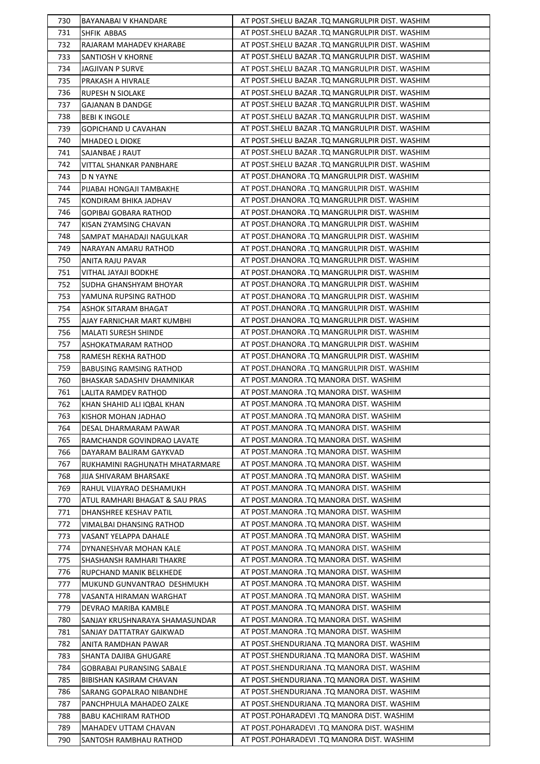| 730 | BAYANABAI V KHANDARE | AT POST.SHELU BAZAR .TQ MANGRULPIR DIST. WASHIM |
|---|---|---|
| 731 | SHFIK ABBAS | AT POST.SHELU BAZAR .TQ MANGRULPIR DIST. WASHIM |
| 732 | RAJARAM MAHADEV KHARABE | AT POST.SHELU BAZAR .TQ MANGRULPIR DIST. WASHIM |
| 733 | SANTIOSH V KHORNE | AT POST.SHELU BAZAR .TQ MANGRULPIR DIST. WASHIM |
| 734 | JAGJIVAN P SURVE | AT POST.SHELU BAZAR .TQ MANGRULPIR DIST. WASHIM |
| 735 | PRAKASH A HIVRALE | AT POST.SHELU BAZAR .TQ MANGRULPIR DIST. WASHIM |
| 736 | RUPESH N SIOLAKE | AT POST.SHELU BAZAR .TQ MANGRULPIR DIST. WASHIM |
| 737 | GAJANAN B DANDGE | AT POST.SHELU BAZAR .TQ MANGRULPIR DIST. WASHIM |
| 738 | BEBI K INGOLE | AT POST.SHELU BAZAR .TQ MANGRULPIR DIST. WASHIM |
| 739 | GOPICHAND U CAVAHAN | AT POST.SHELU BAZAR .TQ MANGRULPIR DIST. WASHIM |
| 740 | MHADEO L DIOKE | AT POST.SHELU BAZAR .TQ MANGRULPIR DIST. WASHIM |
| 741 | SAJANBAE J RAUT | AT POST.SHELU BAZAR .TQ MANGRULPIR DIST. WASHIM |
| 742 | VITTAL SHANKAR PANBHARE | AT POST.SHELU BAZAR .TQ MANGRULPIR DIST. WASHIM |
| 743 | D N YAYNE | AT POST.DHANORA .TQ MANGRULPIR DIST. WASHIM |
| 744 | PIJABAI HONGAJI TAMBAKHE | AT POST.DHANORA .TQ MANGRULPIR DIST. WASHIM |
| 745 | KONDIRAM BHIKA JADHAV | AT POST.DHANORA .TQ MANGRULPIR DIST. WASHIM |
| 746 | GOPIBAI GOBARA RATHOD | AT POST.DHANORA .TQ MANGRULPIR DIST. WASHIM |
| 747 | KISAN ZYAMSING CHAVAN | AT POST.DHANORA .TQ MANGRULPIR DIST. WASHIM |
| 748 | SAMPAT MAHADAJI NAGULKAR | AT POST.DHANORA .TQ MANGRULPIR DIST. WASHIM |
| 749 | NARAYAN AMARU RATHOD | AT POST.DHANORA .TQ MANGRULPIR DIST. WASHIM |
| 750 | ANITA RAJU PAVAR | AT POST.DHANORA .TQ MANGRULPIR DIST. WASHIM |
| 751 | VITHAL JAYAJI BODKHE | AT POST.DHANORA .TQ MANGRULPIR DIST. WASHIM |
| 752 | SUDHA GHANSHYAM BHOYAR | AT POST.DHANORA .TQ MANGRULPIR DIST. WASHIM |
| 753 | YAMUNA RUPSING RATHOD | AT POST.DHANORA .TQ MANGRULPIR DIST. WASHIM |
| 754 | ASHOK SITARAM BHAGAT | AT POST.DHANORA .TQ MANGRULPIR DIST. WASHIM |
| 755 | AJAY FARNICHAR MART KUMBHI | AT POST.DHANORA .TQ MANGRULPIR DIST. WASHIM |
| 756 | MALATI SURESH SHINDE | AT POST.DHANORA .TQ MANGRULPIR DIST. WASHIM |
| 757 | ASHOKATMARAM RATHOD | AT POST.DHANORA .TQ MANGRULPIR DIST. WASHIM |
| 758 | RAMESH REKHA RATHOD | AT POST.DHANORA .TQ MANGRULPIR DIST. WASHIM |
| 759 | BABUSING RAMSING RATHOD | AT POST.DHANORA .TQ MANGRULPIR DIST. WASHIM |
| 760 | BHASKAR SADASHIV DHAMNIKAR | AT POST.MANORA .TQ MANORA DIST. WASHIM |
| 761 | LALITA RAMDEV RATHOD | AT POST.MANORA .TQ MANORA DIST. WASHIM |
| 762 | KHAN SHAHID ALI IQBAL KHAN | AT POST.MANORA .TQ MANORA DIST. WASHIM |
| 763 | KISHOR MOHAN JADHAO | AT POST.MANORA .TQ MANORA DIST. WASHIM |
| 764 | DESAL DHARMARAM PAWAR | AT POST.MANORA .TQ MANORA DIST. WASHIM |
| 765 | RAMCHANDR GOVINDRAO LAVATE | AT POST.MANORA .TQ MANORA DIST. WASHIM |
| 766 | DAYARAM BALIRAM GAYKVAD | AT POST.MANORA .TQ MANORA DIST. WASHIM |
| 767 | RUKHAMINI RAGHUNATH MHATARMARE | AT POST.MANORA .TQ MANORA DIST. WASHIM |
| 768 | JIJA SHIVARAM BHARSAKE | AT POST.MANORA .TQ MANORA DIST. WASHIM |
| 769 | RAHUL VIJAYRAO DESHAMUKH | AT POST.MANORA .TQ MANORA DIST. WASHIM |
| 770 | ATUL RAMHARI BHAGAT & SAU PRAS | AT POST.MANORA .TQ MANORA DIST. WASHIM |
| 771 | DHANSHREE KESHAV PATIL | AT POST.MANORA .TQ MANORA DIST. WASHIM |
| 772 | VIMALBAI DHANSING RATHOD | AT POST.MANORA .TQ MANORA DIST. WASHIM |
| 773 | VASANT YELAPPA DAHALE | AT POST.MANORA .TQ MANORA DIST. WASHIM |
| 774 | DYNANESHVAR MOHAN KALE | AT POST.MANORA .TQ MANORA DIST. WASHIM |
| 775 | SHASHANSH RAMHARI THAKRE | AT POST.MANORA .TQ MANORA DIST. WASHIM |
| 776 | RUPCHAND MANIK BELKHEDE | AT POST.MANORA .TQ MANORA DIST. WASHIM |
| 777 | MUKUND GUNVANTRAO DESHMUKH | AT POST.MANORA .TQ MANORA DIST. WASHIM |
| 778 | VASANTA HIRAMAN WARGHAT | AT POST.MANORA .TQ MANORA DIST. WASHIM |
| 779 | DEVRAO MARIBA KAMBLE | AT POST.MANORA .TQ MANORA DIST. WASHIM |
| 780 | SANJAY KRUSHNARAYA SHAMASUNDAR | AT POST.MANORA .TQ MANORA DIST. WASHIM |
| 781 | SANJAY DATTATRAY GAIKWAD | AT POST.MANORA .TQ MANORA DIST. WASHIM |
| 782 | ANITA RAMDHAN PAWAR | AT POST.SHENDURJANA .TQ MANORA DIST. WASHIM |
| 783 | SHANTA DAJIBA GHUGARE | AT POST.SHENDURJANA .TQ MANORA DIST. WASHIM |
| 784 | GOBRABAI PURANSING SABALE | AT POST.SHENDURJANA .TQ MANORA DIST. WASHIM |
| 785 | BIBISHAN KASIRAM CHAVAN | AT POST.SHENDURJANA .TQ MANORA DIST. WASHIM |
| 786 | SARANG GOPALRAO NIBANDHE | AT POST.SHENDURJANA .TQ MANORA DIST. WASHIM |
| 787 | PANCHPHULA MAHADEO ZALKE | AT POST.SHENDURJANA .TQ MANORA DIST. WASHIM |
| 788 | BABU KACHIRAM RATHOD | AT POST.POHARADEVI .TQ MANORA DIST. WASHIM |
| 789 | MAHADEV UTTAM CHAVAN | AT POST.POHARADEVI .TQ MANORA DIST. WASHIM |
| 790 | SANTOSH RAMBHAU RATHOD | AT POST.POHARADEVI .TQ MANORA DIST. WASHIM |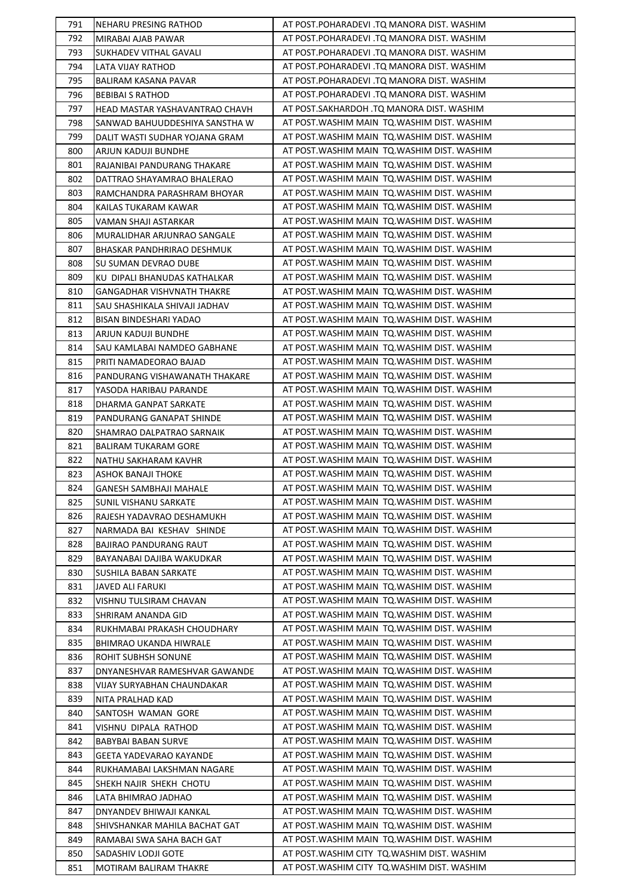| 791 | NEHARU PRESING RATHOD | AT POST.POHARADEVI .TQ MANORA DIST. WASHIM |
|---|---|---|
| 792 | MIRABAI AJAB PAWAR | AT POST.POHARADEVI .TQ MANORA DIST. WASHIM |
| 793 | SUKHADEV VITHAL GAVALI | AT POST.POHARADEVI .TQ MANORA DIST. WASHIM |
| 794 | LATA VIJAY RATHOD | AT POST.POHARADEVI .TQ MANORA DIST. WASHIM |
| 795 | BALIRAM KASANA PAVAR | AT POST.POHARADEVI .TQ MANORA DIST. WASHIM |
| 796 | BEBIBAI S RATHOD | AT POST.POHARADEVI .TQ MANORA DIST. WASHIM |
| 797 | HEAD MASTAR YASHAVANTRAO CHAVH | AT POST.SAKHARDOH .TQ MANORA DIST. WASHIM |
| 798 | SANWAD BAHUUDDESHIYA SANSTHA W | AT POST.WASHIM MAIN TQ.WASHIM DIST. WASHIM |
| 799 | DALIT WASTI SUDHAR YOJANA GRAM | AT POST.WASHIM MAIN TQ.WASHIM DIST. WASHIM |
| 800 | ARJUN KADUJI BUNDHE | AT POST.WASHIM MAIN TQ.WASHIM DIST. WASHIM |
| 801 | RAJANIBAI PANDURANG THAKARE | AT POST.WASHIM MAIN TQ.WASHIM DIST. WASHIM |
| 802 | DATTRAO SHAYAMRAO BHALERAO | AT POST.WASHIM MAIN TQ.WASHIM DIST. WASHIM |
| 803 | RAMCHANDRA PARASHRAM BHOYAR | AT POST.WASHIM MAIN TQ.WASHIM DIST. WASHIM |
| 804 | KAILAS TUKARAM KAWAR | AT POST.WASHIM MAIN TQ.WASHIM DIST. WASHIM |
| 805 | VAMAN SHAJI ASTARKAR | AT POST.WASHIM MAIN TQ.WASHIM DIST. WASHIM |
| 806 | MURALIDHAR ARJUNRAO SANGALE | AT POST.WASHIM MAIN TQ.WASHIM DIST. WASHIM |
| 807 | BHASKAR PANDHRIRAO DESHMUK | AT POST.WASHIM MAIN TQ.WASHIM DIST. WASHIM |
| 808 | SU SUMAN DEVRAO DUBE | AT POST.WASHIM MAIN TQ.WASHIM DIST. WASHIM |
| 809 | KU DIPALI BHANUDAS KATHALKAR | AT POST.WASHIM MAIN TQ.WASHIM DIST. WASHIM |
| 810 | GANGADHAR VISHVNATH THAKRE | AT POST.WASHIM MAIN TQ.WASHIM DIST. WASHIM |
| 811 | SAU SHASHIKALA SHIVAJI JADHAV | AT POST.WASHIM MAIN TQ.WASHIM DIST. WASHIM |
| 812 | BISAN BINDESHARI YADAO | AT POST.WASHIM MAIN TQ.WASHIM DIST. WASHIM |
| 813 | ARJUN KADUJI BUNDHE | AT POST.WASHIM MAIN TQ.WASHIM DIST. WASHIM |
| 814 | SAU KAMLABAI NAMDEO GABHANE | AT POST.WASHIM MAIN TQ.WASHIM DIST. WASHIM |
| 815 | PRITI NAMADEORAO BAJAD | AT POST.WASHIM MAIN TQ.WASHIM DIST. WASHIM |
| 816 | PANDURANG VISHAWANATH THAKARE | AT POST.WASHIM MAIN TQ.WASHIM DIST. WASHIM |
| 817 | YASODA HARIBAU PARANDE | AT POST.WASHIM MAIN TQ.WASHIM DIST. WASHIM |
| 818 | DHARMA GANPAT SARKATE | AT POST.WASHIM MAIN TQ.WASHIM DIST. WASHIM |
| 819 | PANDURANG GANAPAT SHINDE | AT POST.WASHIM MAIN TQ.WASHIM DIST. WASHIM |
| 820 | SHAMRAO DALPATRAO SARNAIK | AT POST.WASHIM MAIN TQ.WASHIM DIST. WASHIM |
| 821 | BALIRAM TUKARAM GORE | AT POST.WASHIM MAIN TQ.WASHIM DIST. WASHIM |
| 822 | NATHU SAKHARAM KAVHR | AT POST.WASHIM MAIN TQ.WASHIM DIST. WASHIM |
| 823 | ASHOK BANAJI THOKE | AT POST.WASHIM MAIN TQ.WASHIM DIST. WASHIM |
| 824 | GANESH SAMBHAJI MAHALE | AT POST.WASHIM MAIN TQ.WASHIM DIST. WASHIM |
| 825 | SUNIL VISHANU SARKATE | AT POST.WASHIM MAIN TQ.WASHIM DIST. WASHIM |
| 826 | RAJESH YADAVRAO DESHAMUKH | AT POST.WASHIM MAIN TQ.WASHIM DIST. WASHIM |
| 827 | NARMADA BAI KESHAV SHINDE | AT POST.WASHIM MAIN TQ.WASHIM DIST. WASHIM |
| 828 | BAJIRAO PANDURANG RAUT | AT POST.WASHIM MAIN TQ.WASHIM DIST. WASHIM |
| 829 | BAYANABAI DAJIBA WAKUDKAR | AT POST.WASHIM MAIN TQ.WASHIM DIST. WASHIM |
| 830 | SUSHILA BABAN SARKATE | AT POST.WASHIM MAIN TQ.WASHIM DIST. WASHIM |
| 831 | JAVED ALI FARUKI | AT POST.WASHIM MAIN TQ.WASHIM DIST. WASHIM |
| 832 | VISHNU TULSIRAM CHAVAN | AT POST.WASHIM MAIN TQ.WASHIM DIST. WASHIM |
| 833 | SHRIRAM ANANDA GID | AT POST.WASHIM MAIN TQ.WASHIM DIST. WASHIM |
| 834 | RUKHMABAI PRAKASH CHOUDHARY | AT POST.WASHIM MAIN TQ.WASHIM DIST. WASHIM |
| 835 | BHIMRAO UKANDA HIWRALE | AT POST.WASHIM MAIN TQ.WASHIM DIST. WASHIM |
| 836 | ROHIT SUBHSH SONUNE | AT POST.WASHIM MAIN TQ.WASHIM DIST. WASHIM |
| 837 | DNYANESHVAR RAMESHVAR GAWANDE | AT POST.WASHIM MAIN TQ.WASHIM DIST. WASHIM |
| 838 | VIJAY SURYABHAN CHAUNDAKAR | AT POST.WASHIM MAIN TQ.WASHIM DIST. WASHIM |
| 839 | NITA PRALHAD KAD | AT POST.WASHIM MAIN TQ.WASHIM DIST. WASHIM |
| 840 | SANTOSH WAMAN GORE | AT POST.WASHIM MAIN TQ.WASHIM DIST. WASHIM |
| 841 | VISHNU DIPALA RATHOD | AT POST.WASHIM MAIN TQ.WASHIM DIST. WASHIM |
| 842 | BABYBAI BABAN SURVE | AT POST.WASHIM MAIN TQ.WASHIM DIST. WASHIM |
| 843 | GEETA YADEVARAO KAYANDE | AT POST.WASHIM MAIN TQ.WASHIM DIST. WASHIM |
| 844 | RUKHAMABAI LAKSHMAN NAGARE | AT POST.WASHIM MAIN TQ.WASHIM DIST. WASHIM |
| 845 | SHEKH NAJIR SHEKH CHOTU | AT POST.WASHIM MAIN TQ.WASHIM DIST. WASHIM |
| 846 | LATA BHIMRAO JADHAO | AT POST.WASHIM MAIN TQ.WASHIM DIST. WASHIM |
| 847 | DNYANDEV BHIWAJI KANKAL | AT POST.WASHIM MAIN TQ.WASHIM DIST. WASHIM |
| 848 | SHIVSHANKAR MAHILA BACHAT GAT | AT POST.WASHIM MAIN TQ.WASHIM DIST. WASHIM |
| 849 | RAMABAI SWA SAHA BACH GAT | AT POST.WASHIM MAIN TQ.WASHIM DIST. WASHIM |
| 850 | SADASHIV LODJI GOTE | AT POST.WASHIM CITY TQ.WASHIM DIST. WASHIM |
| 851 | MOTIRAM BALIRAM THAKRE | AT POST.WASHIM CITY TQ.WASHIM DIST. WASHIM |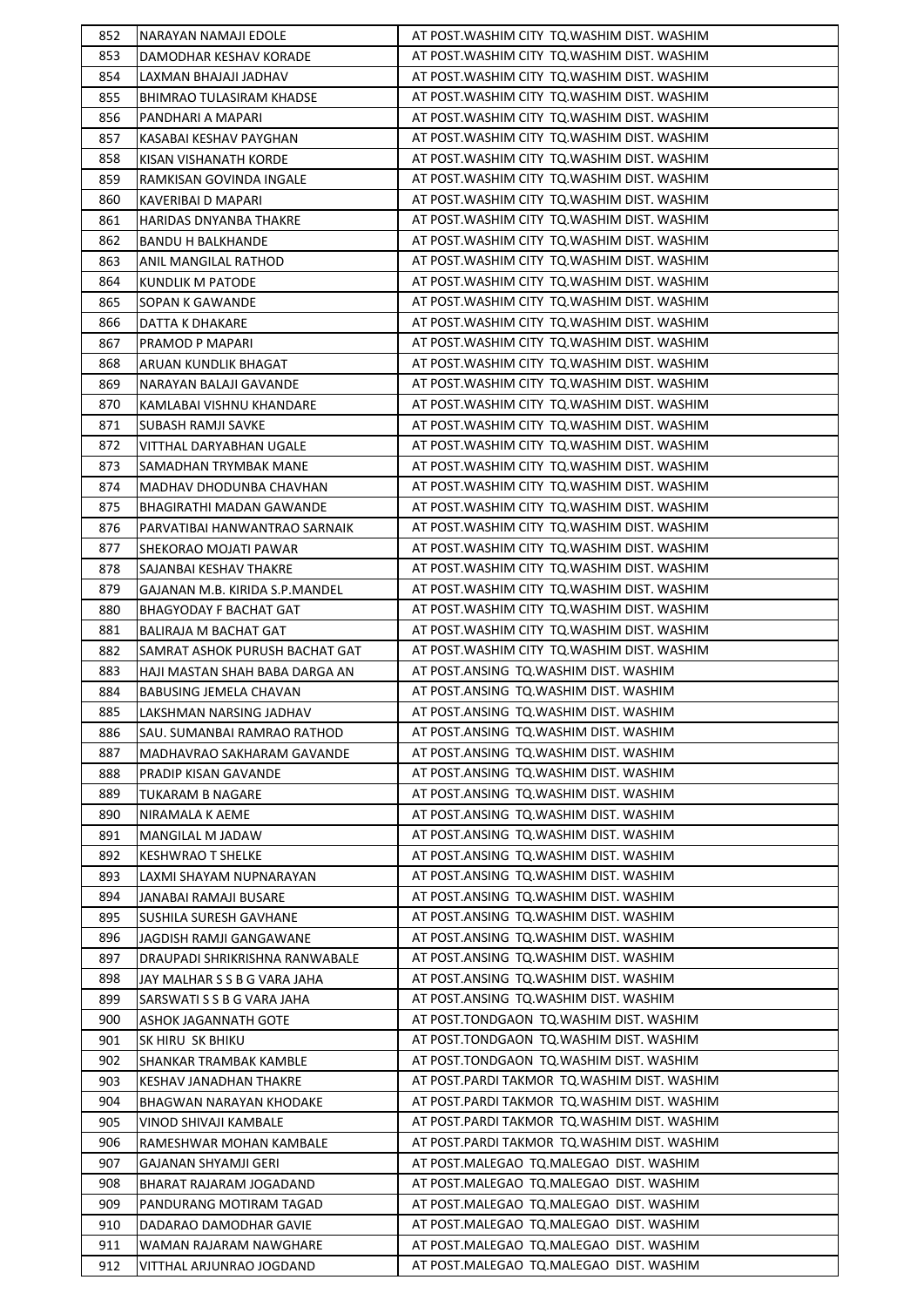| 852 | NARAYAN NAMAJI EDOLE | AT POST.WASHIM CITY TQ.WASHIM DIST. WASHIM |
|---|---|---|
| 853 | DAMODHAR KESHAV KORADE | AT POST.WASHIM CITY TQ.WASHIM DIST. WASHIM |
| 854 | LAXMAN BHAJAJI JADHAV | AT POST.WASHIM CITY TQ.WASHIM DIST. WASHIM |
| 855 | BHIMRAO TULASIRAM KHADSE | AT POST.WASHIM CITY TQ.WASHIM DIST. WASHIM |
| 856 | PANDHARI A MAPARI | AT POST.WASHIM CITY TQ.WASHIM DIST. WASHIM |
| 857 | KASABAI KESHAV PAYGHAN | AT POST.WASHIM CITY TQ.WASHIM DIST. WASHIM |
| 858 | KISAN VISHANATH KORDE | AT POST.WASHIM CITY TQ.WASHIM DIST. WASHIM |
| 859 | RAMKISAN GOVINDA INGALE | AT POST.WASHIM CITY TQ.WASHIM DIST. WASHIM |
| 860 | KAVERIBAI D MAPARI | AT POST.WASHIM CITY TQ.WASHIM DIST. WASHIM |
| 861 | HARIDAS DNYANBA THAKRE | AT POST.WASHIM CITY TQ.WASHIM DIST. WASHIM |
| 862 | BANDU H BALKHANDE | AT POST.WASHIM CITY TQ.WASHIM DIST. WASHIM |
| 863 | ANIL MANGILAL RATHOD | AT POST.WASHIM CITY TQ.WASHIM DIST. WASHIM |
| 864 | KUNDLIK M PATODE | AT POST.WASHIM CITY TQ.WASHIM DIST. WASHIM |
| 865 | SOPAN K GAWANDE | AT POST.WASHIM CITY TQ.WASHIM DIST. WASHIM |
| 866 | DATTA K DHAKARE | AT POST.WASHIM CITY TQ.WASHIM DIST. WASHIM |
| 867 | PRAMOD P MAPARI | AT POST.WASHIM CITY TQ.WASHIM DIST. WASHIM |
| 868 | ARUAN KUNDLIK BHAGAT | AT POST.WASHIM CITY TQ.WASHIM DIST. WASHIM |
| 869 | NARAYAN BALAJI GAVANDE | AT POST.WASHIM CITY TQ.WASHIM DIST. WASHIM |
| 870 | KAMLABAI VISHNU KHANDARE | AT POST.WASHIM CITY TQ.WASHIM DIST. WASHIM |
| 871 | SUBASH RAMJI SAVKE | AT POST.WASHIM CITY TQ.WASHIM DIST. WASHIM |
| 872 | VITTHAL DARYABHAN UGALE | AT POST.WASHIM CITY TQ.WASHIM DIST. WASHIM |
| 873 | SAMADHAN TRYMBAK MANE | AT POST.WASHIM CITY TQ.WASHIM DIST. WASHIM |
| 874 | MADHAV DHODUNBA CHAVHAN | AT POST.WASHIM CITY TQ.WASHIM DIST. WASHIM |
| 875 | BHAGIRATHI MADAN GAWANDE | AT POST.WASHIM CITY TQ.WASHIM DIST. WASHIM |
| 876 | PARVATIBAI HANWANTRAO SARNAIK | AT POST.WASHIM CITY TQ.WASHIM DIST. WASHIM |
| 877 | SHEKORAO MOJATI PAWAR | AT POST.WASHIM CITY TQ.WASHIM DIST. WASHIM |
| 878 | SAJANBAI KESHAV THAKRE | AT POST.WASHIM CITY TQ.WASHIM DIST. WASHIM |
| 879 | GAJANAN M.B. KIRIDA S.P.MANDEL | AT POST.WASHIM CITY TQ.WASHIM DIST. WASHIM |
| 880 | BHAGYODAY F BACHAT GAT | AT POST.WASHIM CITY TQ.WASHIM DIST. WASHIM |
| 881 | BALIRAJA M BACHAT GAT | AT POST.WASHIM CITY TQ.WASHIM DIST. WASHIM |
| 882 | SAMRAT ASHOK PURUSH BACHAT GAT | AT POST.WASHIM CITY TQ.WASHIM DIST. WASHIM |
| 883 | HAJI MASTAN SHAH BABA DARGA AN | AT POST.ANSING TQ.WASHIM DIST. WASHIM |
| 884 | BABUSING JEMELA CHAVAN | AT POST.ANSING TQ.WASHIM DIST. WASHIM |
| 885 | LAKSHMAN NARSING JADHAV | AT POST.ANSING TQ.WASHIM DIST. WASHIM |
| 886 | SAU. SUMANBAI RAMRAO RATHOD | AT POST.ANSING TQ.WASHIM DIST. WASHIM |
| 887 | MADHAVRAO SAKHARAM GAVANDE | AT POST.ANSING TQ.WASHIM DIST. WASHIM |
| 888 | PRADIP KISAN GAVANDE | AT POST.ANSING TQ.WASHIM DIST. WASHIM |
| 889 | TUKARAM B NAGARE | AT POST.ANSING TQ.WASHIM DIST. WASHIM |
| 890 | NIRAMALA K AEME | AT POST.ANSING TQ.WASHIM DIST. WASHIM |
| 891 | MANGILAL M JADAW | AT POST.ANSING TQ.WASHIM DIST. WASHIM |
| 892 | KESHWRAO T SHELKE | AT POST.ANSING TQ.WASHIM DIST. WASHIM |
| 893 | LAXMI SHAYAM NUPNARAYAN | AT POST.ANSING TQ.WASHIM DIST. WASHIM |
| 894 | JANABAI RAMAJI BUSARE | AT POST.ANSING TQ.WASHIM DIST. WASHIM |
| 895 | SUSHILA SURESH GAVHANE | AT POST.ANSING TQ.WASHIM DIST. WASHIM |
| 896 | JAGDISH RAMJI GANGAWANE | AT POST.ANSING TQ.WASHIM DIST. WASHIM |
| 897 | DRAUPADI SHRIKRISHNA RANWABALE | AT POST.ANSING TQ.WASHIM DIST. WASHIM |
| 898 | JAY MALHAR S S B G VARA JAHA | AT POST.ANSING TQ.WASHIM DIST. WASHIM |
| 899 | SARSWATI S S B G VARA JAHA | AT POST.ANSING TQ.WASHIM DIST. WASHIM |
| 900 | ASHOK JAGANNATH GOTE | AT POST.TONDGAON TQ.WASHIM DIST. WASHIM |
| 901 | SK HIRU SK BHIKU | AT POST.TONDGAON TQ.WASHIM DIST. WASHIM |
| 902 | SHANKAR TRAMBAK KAMBLE | AT POST.TONDGAON TQ.WASHIM DIST. WASHIM |
| 903 | KESHAV JANADHAN THAKRE | AT POST.PARDI TAKMOR TQ.WASHIM DIST. WASHIM |
| 904 | BHAGWAN NARAYAN KHODAKE | AT POST.PARDI TAKMOR TQ.WASHIM DIST. WASHIM |
| 905 | VINOD SHIVAJI KAMBALE | AT POST.PARDI TAKMOR TQ.WASHIM DIST. WASHIM |
| 906 | RAMESHWAR MOHAN KAMBALE | AT POST.PARDI TAKMOR TQ.WASHIM DIST. WASHIM |
| 907 | GAJANAN SHYAMJI GERI | AT POST.MALEGAO TQ.MALEGAO DIST. WASHIM |
| 908 | BHARAT RAJARAM JOGADAND | AT POST.MALEGAO TQ.MALEGAO DIST. WASHIM |
| 909 | PANDURANG MOTIRAM TAGAD | AT POST.MALEGAO TQ.MALEGAO DIST. WASHIM |
| 910 | DADARAO DAMODHAR GAVIE | AT POST.MALEGAO TQ.MALEGAO DIST. WASHIM |
| 911 | WAMAN RAJARAM NAWGHARE | AT POST.MALEGAO TQ.MALEGAO DIST. WASHIM |
| 912 | VITTHAL ARJUNRAO JOGDAND | AT POST.MALEGAO TQ.MALEGAO DIST. WASHIM |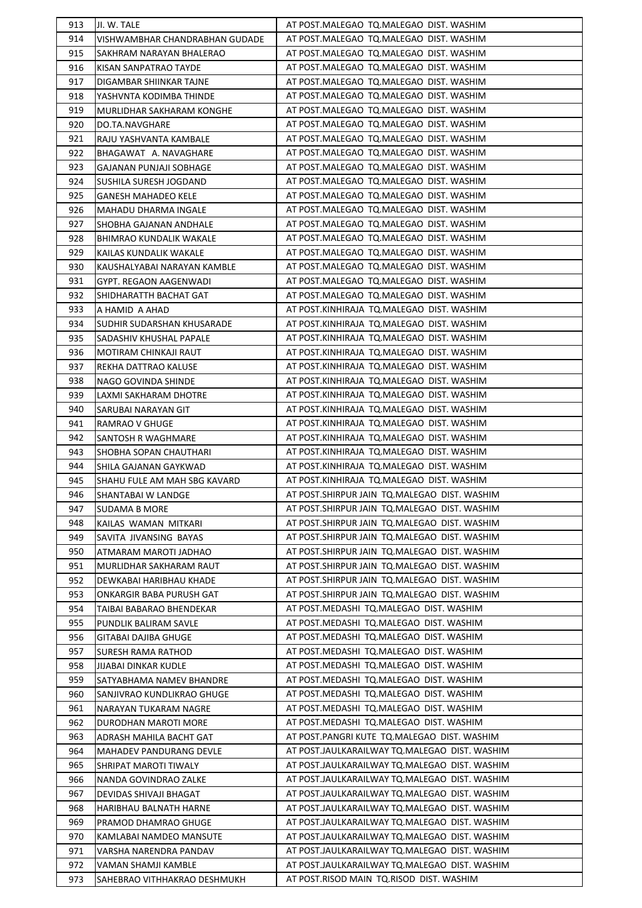| 913 | JI. W. TALE | AT POST.MALEGAO TQ.MALEGAO DIST. WASHIM |
|---|---|---|
| 914 | VISHWAMBHAR CHANDRABHAN GUDADE | AT POST.MALEGAO TQ.MALEGAO DIST. WASHIM |
| 915 | SAKHRAM NARAYAN BHALERAO | AT POST.MALEGAO TQ.MALEGAO DIST. WASHIM |
| 916 | KISAN SANPATRAO TAYDE | AT POST.MALEGAO TQ.MALEGAO DIST. WASHIM |
| 917 | DIGAMBAR SHIINKAR TAJNE | AT POST.MALEGAO TQ.MALEGAO DIST. WASHIM |
| 918 | YASHVNTA KODIMBA THINDE | AT POST.MALEGAO TQ.MALEGAO DIST. WASHIM |
| 919 | MURLIDHAR SAKHARAM KONGHE | AT POST.MALEGAO TQ.MALEGAO DIST. WASHIM |
| 920 | DO.TA.NAVGHARE | AT POST.MALEGAO TQ.MALEGAO DIST. WASHIM |
| 921 | RAJU YASHVANTA KAMBALE | AT POST.MALEGAO TQ.MALEGAO DIST. WASHIM |
| 922 | BHAGAWAT A. NAVAGHARE | AT POST.MALEGAO TQ.MALEGAO DIST. WASHIM |
| 923 | GAJANAN PUNJAJI SOBHAGE | AT POST.MALEGAO TQ.MALEGAO DIST. WASHIM |
| 924 | SUSHILA SURESH JOGDAND | AT POST.MALEGAO TQ.MALEGAO DIST. WASHIM |
| 925 | GANESH MAHADEO KELE | AT POST.MALEGAO TQ.MALEGAO DIST. WASHIM |
| 926 | MAHADU DHARMA INGALE | AT POST.MALEGAO TQ.MALEGAO DIST. WASHIM |
| 927 | SHOBHA GAJANAN ANDHALE | AT POST.MALEGAO TQ.MALEGAO DIST. WASHIM |
| 928 | BHIMRAO KUNDALIK WAKALE | AT POST.MALEGAO TQ.MALEGAO DIST. WASHIM |
| 929 | KAILAS KUNDALIK WAKALE | AT POST.MALEGAO TQ.MALEGAO DIST. WASHIM |
| 930 | KAUSHALYABAI NARAYAN KAMBLE | AT POST.MALEGAO TQ.MALEGAO DIST. WASHIM |
| 931 | GYPT. REGAON AAGENWADI | AT POST.MALEGAO TQ.MALEGAO DIST. WASHIM |
| 932 | SHIDHARATTH BACHAT GAT | AT POST.MALEGAO TQ.MALEGAO DIST. WASHIM |
| 933 | A HAMID A AHAD | AT POST.KINHIRAJA TQ.MALEGAO DIST. WASHIM |
| 934 | SUDHIR SUDARSHAN KHUSARADE | AT POST.KINHIRAJA TQ.MALEGAO DIST. WASHIM |
| 935 | SADASHIV KHUSHAL PAPALE | AT POST.KINHIRAJA TQ.MALEGAO DIST. WASHIM |
| 936 | MOTIRAM CHINKAJI RAUT | AT POST.KINHIRAJA TQ.MALEGAO DIST. WASHIM |
| 937 | REKHA DATTRAO KALUSE | AT POST.KINHIRAJA TQ.MALEGAO DIST. WASHIM |
| 938 | NAGO GOVINDA SHINDE | AT POST.KINHIRAJA TQ.MALEGAO DIST. WASHIM |
| 939 | LAXMI SAKHARAM DHOTRE | AT POST.KINHIRAJA TQ.MALEGAO DIST. WASHIM |
| 940 | SARUBAI NARAYAN GIT | AT POST.KINHIRAJA TQ.MALEGAO DIST. WASHIM |
| 941 | RAMRAO V GHUGE | AT POST.KINHIRAJA TQ.MALEGAO DIST. WASHIM |
| 942 | SANTOSH R WAGHMARE | AT POST.KINHIRAJA TQ.MALEGAO DIST. WASHIM |
| 943 | SHOBHA SOPAN CHAUTHARI | AT POST.KINHIRAJA TQ.MALEGAO DIST. WASHIM |
| 944 | SHILA GAJANAN GAYKWAD | AT POST.KINHIRAJA TQ.MALEGAO DIST. WASHIM |
| 945 | SHAHU FULE AM MAH SBG KAVARD | AT POST.KINHIRAJA TQ.MALEGAO DIST. WASHIM |
| 946 | SHANTABAI W LANDGE | AT POST.SHIRPUR JAIN TQ.MALEGAO DIST. WASHIM |
| 947 | SUDAMA B MORE | AT POST.SHIRPUR JAIN TQ.MALEGAO DIST. WASHIM |
| 948 | KAILAS WAMAN MITKARI | AT POST.SHIRPUR JAIN TQ.MALEGAO DIST. WASHIM |
| 949 | SAVITA JIVANSING BAYAS | AT POST.SHIRPUR JAIN TQ.MALEGAO DIST. WASHIM |
| 950 | ATMARAM MAROTI JADHAO | AT POST.SHIRPUR JAIN TQ.MALEGAO DIST. WASHIM |
| 951 | MURLIDHAR SAKHARAM RAUT | AT POST.SHIRPUR JAIN TQ.MALEGAO DIST. WASHIM |
| 952 | DEWKABAI HARIBHAU KHADE | AT POST.SHIRPUR JAIN TQ.MALEGAO DIST. WASHIM |
| 953 | ONKARGIR BABA PURUSH GAT | AT POST.SHIRPUR JAIN TQ.MALEGAO DIST. WASHIM |
| 954 | TAIBAI BABARAO BHENDEKAR | AT POST.MEDASHI TQ.MALEGAO DIST. WASHIM |
| 955 | PUNDLIK BALIRAM SAVLE | AT POST.MEDASHI TQ.MALEGAO DIST. WASHIM |
| 956 | GITABAI DAJIBA GHUGE | AT POST.MEDASHI TQ.MALEGAO DIST. WASHIM |
| 957 | SURESH RAMA RATHOD | AT POST.MEDASHI TQ.MALEGAO DIST. WASHIM |
| 958 | JIJABAI DINKAR KUDLE | AT POST.MEDASHI TQ.MALEGAO DIST. WASHIM |
| 959 | SATYABHAMA NAMEV BHANDRE | AT POST.MEDASHI TQ.MALEGAO DIST. WASHIM |
| 960 | SANJIVRAO KUNDLIKRAO GHUGE | AT POST.MEDASHI TQ.MALEGAO DIST. WASHIM |
| 961 | NARAYAN TUKARAM NAGRE | AT POST.MEDASHI TQ.MALEGAO DIST. WASHIM |
| 962 | DURODHAN MAROTI MORE | AT POST.MEDASHI TQ.MALEGAO DIST. WASHIM |
| 963 | ADRASH MAHILA BACHT GAT | AT POST.PANGRI KUTE TQ.MALEGAO DIST. WASHIM |
| 964 | MAHADEV PANDURANG DEVLE | AT POST.JAULKARAILWAY TQ.MALEGAO DIST. WASHIM |
| 965 | SHRIPAT MAROTI TIWALY | AT POST.JAULKARAILWAY TQ.MALEGAO DIST. WASHIM |
| 966 | NANDA GOVINDRAO ZALKE | AT POST.JAULKARAILWAY TQ.MALEGAO DIST. WASHIM |
| 967 | DEVIDAS SHIVAJI BHAGAT | AT POST.JAULKARAILWAY TQ.MALEGAO DIST. WASHIM |
| 968 | HARIBHAU BALNATH HARNE | AT POST.JAULKARAILWAY TQ.MALEGAO DIST. WASHIM |
| 969 | PRAMOD DHAMRAO GHUGE | AT POST.JAULKARAILWAY TQ.MALEGAO DIST. WASHIM |
| 970 | KAMLABAI NAMDEO MANSUTE | AT POST.JAULKARAILWAY TQ.MALEGAO DIST. WASHIM |
| 971 | VARSHA NARENDRA PANDAV | AT POST.JAULKARAILWAY TQ.MALEGAO DIST. WASHIM |
| 972 | VAMAN SHAMJI KAMBLE | AT POST.JAULKARAILWAY TQ.MALEGAO DIST. WASHIM |
| 973 | SAHEBRAO VITHHAKRAO DESHMUKH | AT POST.RISOD MAIN TQ.RISOD DIST. WASHIM |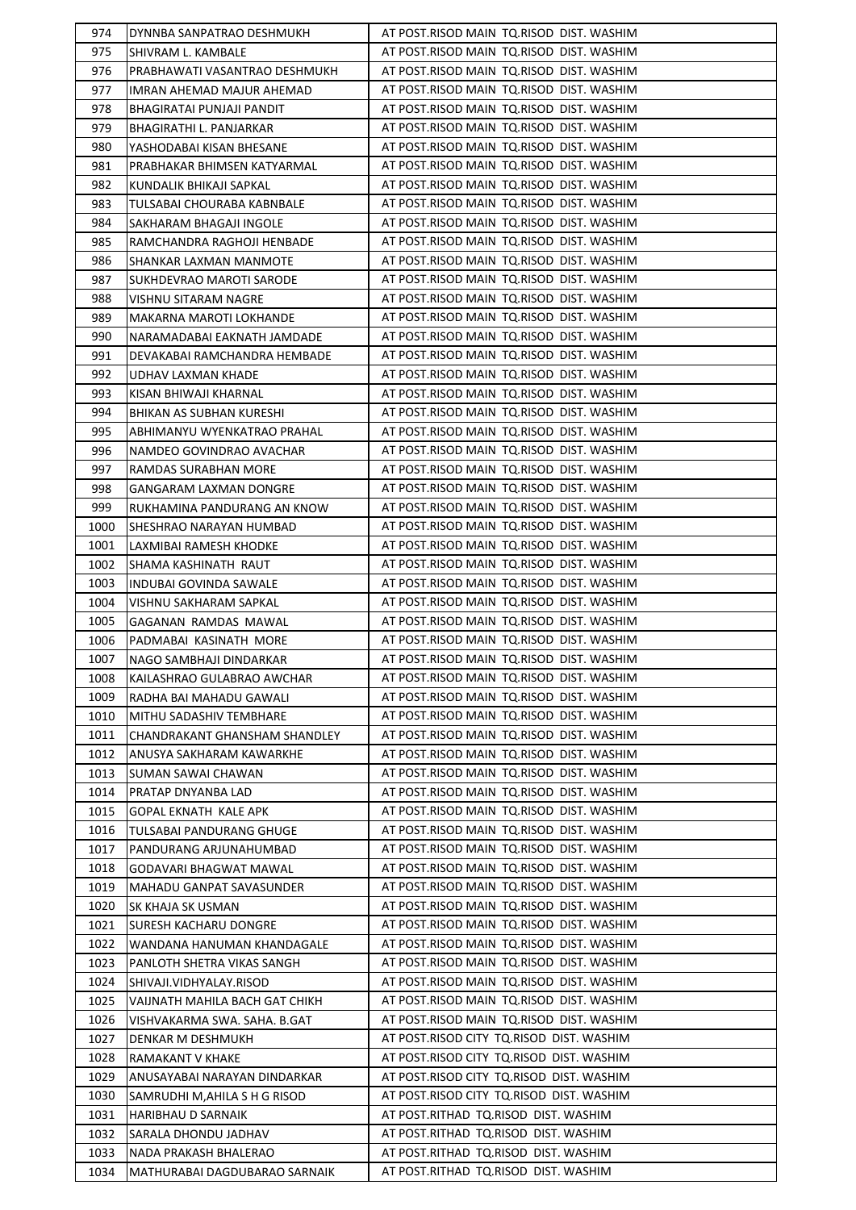| 974 | DYNNBA SANPATRAO DESHMUKH | AT POST.RISOD MAIN TQ.RISOD DIST. WASHIM |
|---|---|---|
| 975 | SHIVRAM L. KAMBALE | AT POST.RISOD MAIN TQ.RISOD DIST. WASHIM |
| 976 | PRABHAWATI VASANTRAO DESHMUKH | AT POST.RISOD MAIN TQ.RISOD DIST. WASHIM |
| 977 | IMRAN AHEMAD MAJUR AHEMAD | AT POST.RISOD MAIN TQ.RISOD DIST. WASHIM |
| 978 | BHAGIRATAI PUNJAJI PANDIT | AT POST.RISOD MAIN TQ.RISOD DIST. WASHIM |
| 979 | BHAGIRATHI L. PANJARKAR | AT POST.RISOD MAIN TQ.RISOD DIST. WASHIM |
| 980 | YASHODABAI KISAN BHESANE | AT POST.RISOD MAIN TQ.RISOD DIST. WASHIM |
| 981 | PRABHAKAR BHIMSEN KATYARMAL | AT POST.RISOD MAIN TQ.RISOD DIST. WASHIM |
| 982 | KUNDALIK BHIKAJI SAPKAL | AT POST.RISOD MAIN TQ.RISOD DIST. WASHIM |
| 983 | TULSABAI CHOURABA KABNBALE | AT POST.RISOD MAIN TQ.RISOD DIST. WASHIM |
| 984 | SAKHARAM BHAGAJI INGOLE | AT POST.RISOD MAIN TQ.RISOD DIST. WASHIM |
| 985 | RAMCHANDRA RAGHOJI HENBADE | AT POST.RISOD MAIN TQ.RISOD DIST. WASHIM |
| 986 | SHANKAR LAXMAN MANMOTE | AT POST.RISOD MAIN TQ.RISOD DIST. WASHIM |
| 987 | SUKHDEVRAO MAROTI SARODE | AT POST.RISOD MAIN TQ.RISOD DIST. WASHIM |
| 988 | VISHNU SITARAM NAGRE | AT POST.RISOD MAIN TQ.RISOD DIST. WASHIM |
| 989 | MAKARNA MAROTI LOKHANDE | AT POST.RISOD MAIN TQ.RISOD DIST. WASHIM |
| 990 | NARAMADABAI EAKNATH JAMDADE | AT POST.RISOD MAIN TQ.RISOD DIST. WASHIM |
| 991 | DEVAKABAI RAMCHANDRA HEMBADE | AT POST.RISOD MAIN TQ.RISOD DIST. WASHIM |
| 992 | UDHAV LAXMAN KHADE | AT POST.RISOD MAIN TQ.RISOD DIST. WASHIM |
| 993 | KISAN BHIWAJI KHARNAL | AT POST.RISOD MAIN TQ.RISOD DIST. WASHIM |
| 994 | BHIKAN AS SUBHAN KURESHI | AT POST.RISOD MAIN TQ.RISOD DIST. WASHIM |
| 995 | ABHIMANYU WYENKATRAO PRAHAL | AT POST.RISOD MAIN TQ.RISOD DIST. WASHIM |
| 996 | NAMDEO GOVINDRAO AVACHAR | AT POST.RISOD MAIN TQ.RISOD DIST. WASHIM |
| 997 | RAMDAS SURABHAN MORE | AT POST.RISOD MAIN TQ.RISOD DIST. WASHIM |
| 998 | GANGARAM LAXMAN DONGRE | AT POST.RISOD MAIN TQ.RISOD DIST. WASHIM |
| 999 | RUKHAMINA PANDURANG AN KNOW | AT POST.RISOD MAIN TQ.RISOD DIST. WASHIM |
| 1000 | SHESHRAO NARAYAN HUMBAD | AT POST.RISOD MAIN TQ.RISOD DIST. WASHIM |
| 1001 | LAXMIBAI RAMESH KHODKE | AT POST.RISOD MAIN TQ.RISOD DIST. WASHIM |
| 1002 | SHAMA KASHINATH RAUT | AT POST.RISOD MAIN TQ.RISOD DIST. WASHIM |
| 1003 | INDUBAI GOVINDA SAWALE | AT POST.RISOD MAIN TQ.RISOD DIST. WASHIM |
| 1004 | VISHNU SAKHARAM SAPKAL | AT POST.RISOD MAIN TQ.RISOD DIST. WASHIM |
| 1005 | GAGANAN RAMDAS MAWAL | AT POST.RISOD MAIN TQ.RISOD DIST. WASHIM |
| 1006 | PADMABAI KASINATH MORE | AT POST.RISOD MAIN TQ.RISOD DIST. WASHIM |
| 1007 | NAGO SAMBHAJI DINDARKAR | AT POST.RISOD MAIN TQ.RISOD DIST. WASHIM |
| 1008 | KAILASHRAO GULABRAO AWCHAR | AT POST.RISOD MAIN TQ.RISOD DIST. WASHIM |
| 1009 | RADHA BAI MAHADU GAWALI | AT POST.RISOD MAIN TQ.RISOD DIST. WASHIM |
| 1010 | MITHU SADASHIV TEMBHARE | AT POST.RISOD MAIN TQ.RISOD DIST. WASHIM |
| 1011 | CHANDRAKANT GHANSHAM SHANDLEY | AT POST.RISOD MAIN TQ.RISOD DIST. WASHIM |
| 1012 | ANUSYA SAKHARAM KAWARKHE | AT POST.RISOD MAIN TQ.RISOD DIST. WASHIM |
| 1013 | SUMAN SAWAI CHAWAN | AT POST.RISOD MAIN TQ.RISOD DIST. WASHIM |
| 1014 | PRATAP DNYANBA LAD | AT POST.RISOD MAIN TQ.RISOD DIST. WASHIM |
| 1015 | GOPAL EKNATH KALE APK | AT POST.RISOD MAIN TQ.RISOD DIST. WASHIM |
| 1016 | TULSABAI PANDURANG GHUGE | AT POST.RISOD MAIN TQ.RISOD DIST. WASHIM |
| 1017 | PANDURANG ARJUNAHUMBAD | AT POST.RISOD MAIN TQ.RISOD DIST. WASHIM |
| 1018 | GODAVARI BHAGWAT MAWAL | AT POST.RISOD MAIN TQ.RISOD DIST. WASHIM |
| 1019 | MAHADU GANPAT SAVASUNDER | AT POST.RISOD MAIN TQ.RISOD DIST. WASHIM |
| 1020 | SK KHAJA SK USMAN | AT POST.RISOD MAIN TQ.RISOD DIST. WASHIM |
| 1021 | SURESH KACHARU DONGRE | AT POST.RISOD MAIN TQ.RISOD DIST. WASHIM |
| 1022 | WANDANA HANUMAN KHANDAGALE | AT POST.RISOD MAIN TQ.RISOD DIST. WASHIM |
| 1023 | PANLOTH SHETRA VIKAS SANGH | AT POST.RISOD MAIN TQ.RISOD DIST. WASHIM |
| 1024 | SHIVAJI.VIDHYALAY.RISOD | AT POST.RISOD MAIN TQ.RISOD DIST. WASHIM |
| 1025 | VAIJNATH MAHILA BACH GAT CHIKH | AT POST.RISOD MAIN TQ.RISOD DIST. WASHIM |
| 1026 | VISHVAKARMA SWA. SAHA. B.GAT | AT POST.RISOD MAIN TQ.RISOD DIST. WASHIM |
| 1027 | DENKAR M DESHMUKH | AT POST.RISOD CITY TQ.RISOD DIST. WASHIM |
| 1028 | RAMAKANT V KHAKE | AT POST.RISOD CITY TQ.RISOD DIST. WASHIM |
| 1029 | ANUSAYABAI NARAYAN DINDARKAR | AT POST.RISOD CITY TQ.RISOD DIST. WASHIM |
| 1030 | SAMRUDHI M,AHILA S H G RISOD | AT POST.RISOD CITY TQ.RISOD DIST. WASHIM |
| 1031 | HARIBHAU D SARNAIK | AT POST.RITHAD TQ.RISOD DIST. WASHIM |
| 1032 | SARALA DHONDU JADHAV | AT POST.RITHAD TQ.RISOD DIST. WASHIM |
| 1033 | NADA PRAKASH BHALERAO | AT POST.RITHAD TQ.RISOD DIST. WASHIM |
| 1034 | MATHURABAI DAGDUBARAO SARNAIK | AT POST.RITHAD TQ.RISOD DIST. WASHIM |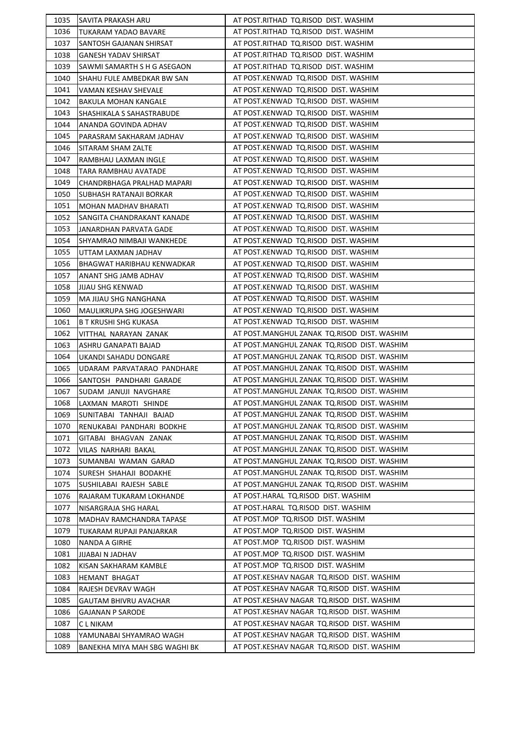| | | |
|---|---|---|
| 1035 | SAVITA PRAKASH ARU | AT POST.RITHAD TQ.RISOD DIST. WASHIM |
| 1036 | TUKARAM YADAO BAVARE | AT POST.RITHAD TQ.RISOD DIST. WASHIM |
| 1037 | SANTOSH GAJANAN SHIRSAT | AT POST.RITHAD TQ.RISOD DIST. WASHIM |
| 1038 | GANESH YADAV SHIRSAT | AT POST.RITHAD TQ.RISOD DIST. WASHIM |
| 1039 | SAWMI SAMARTH S H G ASEGAON | AT POST.RITHAD TQ.RISOD DIST. WASHIM |
| 1040 | SHAHU FULE AMBEDKAR BW SAN | AT POST.KENWAD TQ.RISOD DIST. WASHIM |
| 1041 | VAMAN KESHAV SHEVALE | AT POST.KENWAD TQ.RISOD DIST. WASHIM |
| 1042 | BAKULA MOHAN KANGALE | AT POST.KENWAD TQ.RISOD DIST. WASHIM |
| 1043 | SHASHIKALA S SAHASTRABUDE | AT POST.KENWAD TQ.RISOD DIST. WASHIM |
| 1044 | ANANDA GOVINDA ADHAV | AT POST.KENWAD TQ.RISOD DIST. WASHIM |
| 1045 | PARASRAM SAKHARAM JADHAV | AT POST.KENWAD TQ.RISOD DIST. WASHIM |
| 1046 | SITARAM SHAM ZALTE | AT POST.KENWAD TQ.RISOD DIST. WASHIM |
| 1047 | RAMBHAU LAXMAN INGLE | AT POST.KENWAD TQ.RISOD DIST. WASHIM |
| 1048 | TARA RAMBHAU AVATADE | AT POST.KENWAD TQ.RISOD DIST. WASHIM |
| 1049 | CHANDRBHAGA PRALHAD MAPARI | AT POST.KENWAD TQ.RISOD DIST. WASHIM |
| 1050 | SUBHASH RATANAJI BORKAR | AT POST.KENWAD TQ.RISOD DIST. WASHIM |
| 1051 | MOHAN MADHAV BHARATI | AT POST.KENWAD TQ.RISOD DIST. WASHIM |
| 1052 | SANGITA CHANDRAKANT KANADE | AT POST.KENWAD TQ.RISOD DIST. WASHIM |
| 1053 | JANARDHAN PARVATA GADE | AT POST.KENWAD TQ.RISOD DIST. WASHIM |
| 1054 | SHYAMRAO NIMBAJI WANKHEDE | AT POST.KENWAD TQ.RISOD DIST. WASHIM |
| 1055 | UTTAM LAXMAN JADHAV | AT POST.KENWAD TQ.RISOD DIST. WASHIM |
| 1056 | BHAGWAT HARIBHAU KENWADKAR | AT POST.KENWAD TQ.RISOD DIST. WASHIM |
| 1057 | ANANT SHG JAMB ADHAV | AT POST.KENWAD TQ.RISOD DIST. WASHIM |
| 1058 | JIJAU SHG KENWAD | AT POST.KENWAD TQ.RISOD DIST. WASHIM |
| 1059 | MA JIJAU SHG NANGHANA | AT POST.KENWAD TQ.RISOD DIST. WASHIM |
| 1060 | MAULIKRUPA SHG JOGESHWARI | AT POST.KENWAD TQ.RISOD DIST. WASHIM |
| 1061 | B T KRUSHI SHG KUKASA | AT POST.KENWAD TQ.RISOD DIST. WASHIM |
| 1062 | VITTHAL NARAYAN ZANAK | AT POST.MANGHUL ZANAK TQ.RISOD DIST. WASHIM |
| 1063 | ASHRU GANAPATI BAJAD | AT POST.MANGHUL ZANAK TQ.RISOD DIST. WASHIM |
| 1064 | UKANDI SAHADU DONGARE | AT POST.MANGHUL ZANAK TQ.RISOD DIST. WASHIM |
| 1065 | UDARAM PARVATARAO PANDHARE | AT POST.MANGHUL ZANAK TQ.RISOD DIST. WASHIM |
| 1066 | SANTOSH PANDHARI GARADE | AT POST.MANGHUL ZANAK TQ.RISOD DIST. WASHIM |
| 1067 | SUDAM JANUJI NAVGHARE | AT POST.MANGHUL ZANAK TQ.RISOD DIST. WASHIM |
| 1068 | LAXMAN MAROTI SHINDE | AT POST.MANGHUL ZANAK TQ.RISOD DIST. WASHIM |
| 1069 | SUNITABAI TANHAJI BAJAD | AT POST.MANGHUL ZANAK TQ.RISOD DIST. WASHIM |
| 1070 | RENUKABAI PANDHARI BODKHE | AT POST.MANGHUL ZANAK TQ.RISOD DIST. WASHIM |
| 1071 | GITABAI BHAGVAN ZANAK | AT POST.MANGHUL ZANAK TQ.RISOD DIST. WASHIM |
| 1072 | VILAS NARHARI BAKAL | AT POST.MANGHUL ZANAK TQ.RISOD DIST. WASHIM |
| 1073 | SUMANBAI WAMAN GARAD | AT POST.MANGHUL ZANAK TQ.RISOD DIST. WASHIM |
| 1074 | SURESH SHAHAJI BODAKHE | AT POST.MANGHUL ZANAK TQ.RISOD DIST. WASHIM |
| 1075 | SUSHILABAI RAJESH SABLE | AT POST.MANGHUL ZANAK TQ.RISOD DIST. WASHIM |
| 1076 | RAJARAM TUKARAM LOKHANDE | AT POST.HARAL TQ.RISOD DIST. WASHIM |
| 1077 | NISARGRAJA SHG HARAL | AT POST.HARAL TQ.RISOD DIST. WASHIM |
| 1078 | MADHAV RAMCHANDRA TAPASE | AT POST.MOP TQ.RISOD DIST. WASHIM |
| 1079 | TUKARAM RUPAJI PANJARKAR | AT POST.MOP TQ.RISOD DIST. WASHIM |
| 1080 | NANDA A GIRHE | AT POST.MOP TQ.RISOD DIST. WASHIM |
| 1081 | JIJABAI N JADHAV | AT POST.MOP TQ.RISOD DIST. WASHIM |
| 1082 | KISAN SAKHARAM KAMBLE | AT POST.MOP TQ.RISOD DIST. WASHIM |
| 1083 | HEMANT BHAGAT | AT POST.KESHAV NAGAR TQ.RISOD DIST. WASHIM |
| 1084 | RAJESH DEVRAV WAGH | AT POST.KESHAV NAGAR TQ.RISOD DIST. WASHIM |
| 1085 | GAUTAM BHIVRU AVACHAR | AT POST.KESHAV NAGAR TQ.RISOD DIST. WASHIM |
| 1086 | GAJANAN P SARODE | AT POST.KESHAV NAGAR TQ.RISOD DIST. WASHIM |
| 1087 | C L NIKAM | AT POST.KESHAV NAGAR TQ.RISOD DIST. WASHIM |
| 1088 | YAMUNABAI SHYAMRAO WAGH | AT POST.KESHAV NAGAR TQ.RISOD DIST. WASHIM |
| 1089 | BANEKHA MIYA MAH SBG WAGHI BK | AT POST.KESHAV NAGAR TQ.RISOD DIST. WASHIM |